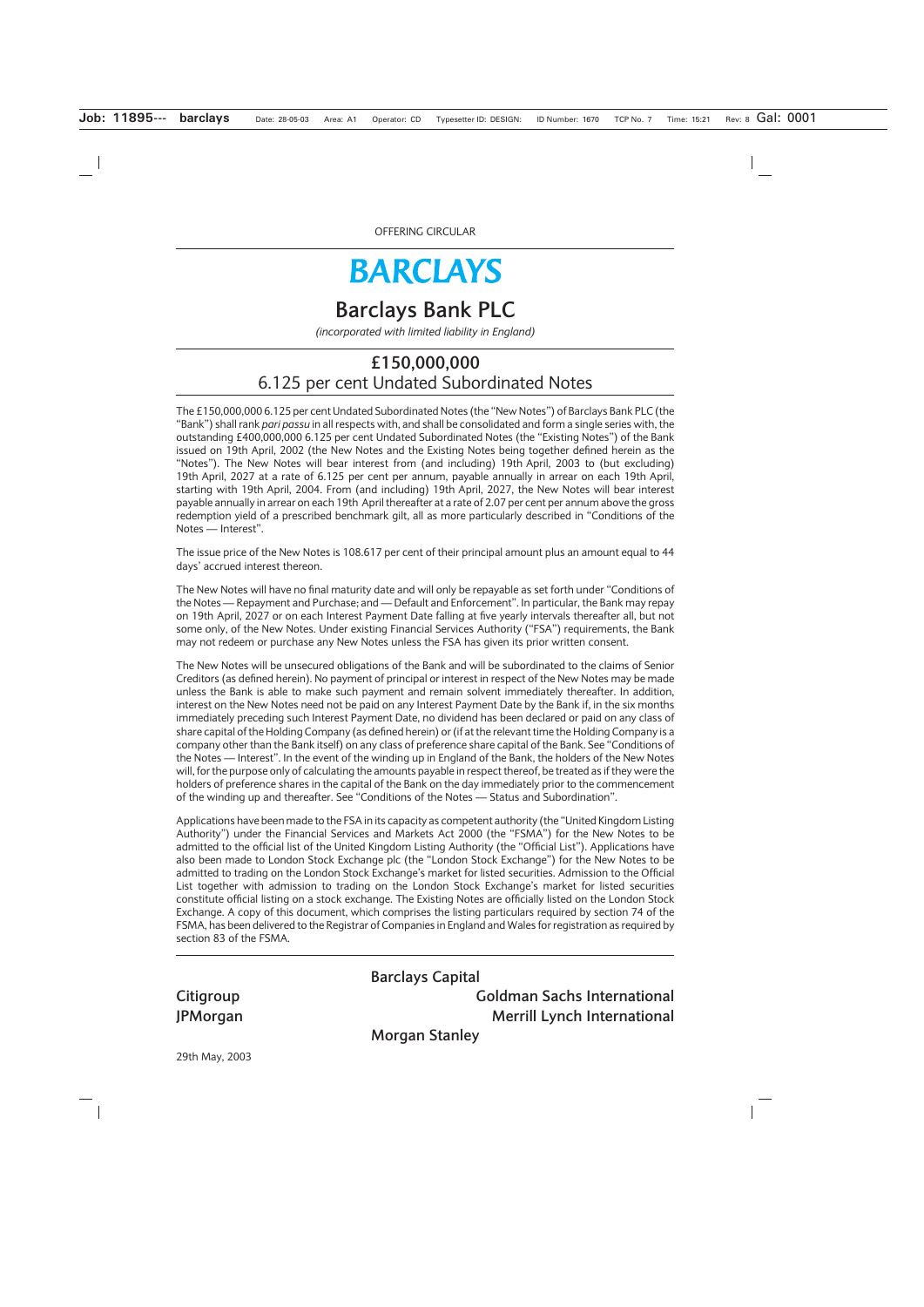OFFERING CIRCULAR

# BARCLAYS

## Barclays Bank PLC

*(incorporated with limited liability in England)*

## £150,000,000
## 6.125 per cent Undated Subordinated Notes

The £150,000,000 6.125 per cent Undated Subordinated Notes (the "New Notes") of Barclays Bank PLC (the "Bank") shall rank *pari passu* in all respects with, and shall be consolidated and form a single series with, the outstanding £400,000,000 6.125 per cent Undated Subordinated Notes (the "Existing Notes") of the Bank issued on 19th April, 2002 (the New Notes and the Existing Notes being together defined herein as the "Notes"). The New Notes will bear interest from (and including) 19th April, 2003 to (but excluding) 19th April, 2027 at a rate of 6.125 per cent per annum, payable annually in arrear on each 19th April, starting with 19th April, 2004. From (and including) 19th April, 2027, the New Notes will bear interest payable annually in arrear on each 19th April thereafter at a rate of 2.07 per cent per annum above the gross redemption yield of a prescribed benchmark gilt, all as more particularly described in "Conditions of the Notes — Interest".

The issue price of the New Notes is 108.617 per cent of their principal amount plus an amount equal to 44 days' accrued interest thereon.

The New Notes will have no final maturity date and will only be repayable as set forth under "Conditions of the Notes — Repayment and Purchase; and — Default and Enforcement". In particular, the Bank may repay on 19th April, 2027 or on each Interest Payment Date falling at five yearly intervals thereafter all, but not some only, of the New Notes. Under existing Financial Services Authority ("FSA") requirements, the Bank may not redeem or purchase any New Notes unless the FSA has given its prior written consent.

The New Notes will be unsecured obligations of the Bank and will be subordinated to the claims of Senior Creditors (as defined herein). No payment of principal or interest in respect of the New Notes may be made unless the Bank is able to make such payment and remain solvent immediately thereafter. In addition, interest on the New Notes need not be paid on any Interest Payment Date by the Bank if, in the six months immediately preceding such Interest Payment Date, no dividend has been declared or paid on any class of share capital of the Holding Company (as defined herein) or (if at the relevant time the Holding Company is a company other than the Bank itself) on any class of preference share capital of the Bank. See "Conditions of the Notes — Interest". In the event of the winding up in England of the Bank, the holders of the New Notes will, for the purpose only of calculating the amounts payable in respect thereof, be treated as if they were the holders of preference shares in the capital of the Bank on the day immediately prior to the commencement of the winding up and thereafter. See "Conditions of the Notes — Status and Subordination".

Applications have been made to the FSA in its capacity as competent authority (the "United Kingdom Listing Authority") under the Financial Services and Markets Act 2000 (the "FSMA") for the New Notes to be admitted to the official list of the United Kingdom Listing Authority (the "Official List"). Applications have also been made to London Stock Exchange plc (the "London Stock Exchange") for the New Notes to be admitted to trading on the London Stock Exchange's market for listed securities. Admission to the Official List together with admission to trading on the London Stock Exchange's market for listed securities constitute official listing on a stock exchange. The Existing Notes are officially listed on the London Stock Exchange. A copy of this document, which comprises the listing particulars required by section 74 of the FSMA, has been delivered to the Registrar of Companies in England and Wales for registration as required by section 83 of the FSMA.

**Barclays Capital**

**Citigroup** | **Goldman Sachs International**

**JPMorgan** | **Merrill Lynch International**

**Morgan Stanley**

29th May, 2003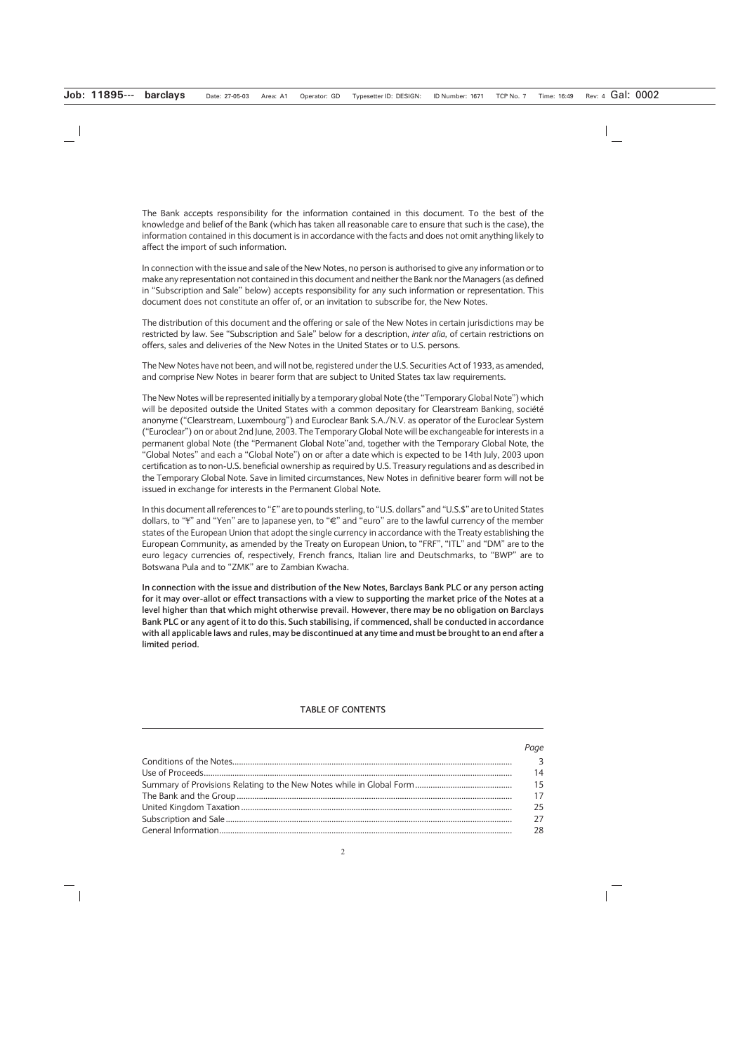The Bank accepts responsibility for the information contained in this document. To the best of the knowledge and belief of the Bank (which has taken all reasonable care to ensure that such is the case), the information contained in this document is in accordance with the facts and does not omit anything likely to affect the import of such information.

In connection with the issue and sale of the New Notes, no person is authorised to give any information or to make any representation not contained in this document and neither the Bank nor the Managers (as defined in "Subscription and Sale" below) accepts responsibility for any such information or representation. This document does not constitute an offer of, or an invitation to subscribe for, the New Notes.

The distribution of this document and the offering or sale of the New Notes in certain jurisdictions may be restricted by law. See "Subscription and Sale" below for a description, *inter alia,* of certain restrictions on offers, sales and deliveries of the New Notes in the United States or to U.S. persons.

The New Notes have not been, and will not be, registered under the U.S. Securities Act of 1933, as amended, and comprise New Notes in bearer form that are subject to United States tax law requirements.

The New Notes will be represented initially by a temporary global Note (the "Temporary Global Note") which will be deposited outside the United States with a common depositary for Clearstream Banking, société anonyme ("Clearstream, Luxembourg") and Euroclear Bank S.A./N.V. as operator of the Euroclear System ("Euroclear") on or about 2nd June, 2003. The Temporary Global Note will be exchangeable for interests in a permanent global Note (the "Permanent Global Note"and, together with the Temporary Global Note, the "Global Notes" and each a "Global Note") on or after a date which is expected to be 14th July, 2003 upon certification as to non-U.S. beneficial ownership as required by U.S. Treasury regulations and as described in the Temporary Global Note. Save in limited circumstances, New Notes in definitive bearer form will not be issued in exchange for interests in the Permanent Global Note.

In this document all references to "£" are to pounds sterling, to "U.S. dollars" and "U.S.$" are to United States dollars, to "¥" and "Yen" are to Japanese yen, to "€" and "euro" are to the lawful currency of the member states of the European Union that adopt the single currency in accordance with the Treaty establishing the European Community, as amended by the Treaty on European Union, to "FRF", "ITL" and "DM" are to the euro legacy currencies of, respectively, French francs, Italian lire and Deutschmarks, to "BWP" are to Botswana Pula and to "ZMK" are to Zambian Kwacha.

**In connection with the issue and distribution of the New Notes, Barclays Bank PLC or any person acting for it may over-allot or effect transactions with a view to supporting the market price of the Notes at a level higher than that which might otherwise prevail. However, there may be no obligation on Barclays Bank PLC or any agent of it to do this. Such stabilising, if commenced, shall be conducted in accordance with all applicable laws and rules, may be discontinued at any time and must be brought to an end after a limited period.**

## TABLE OF CONTENTS

| | *Page* |
|---|---|
| Conditions of the Notes | 3 |
| Use of Proceeds | 14 |
| Summary of Provisions Relating to the New Notes while in Global Form | 15 |
| The Bank and the Group | 17 |
| United Kingdom Taxation | 25 |
| Subscription and Sale | 27 |
| General Information | 28 |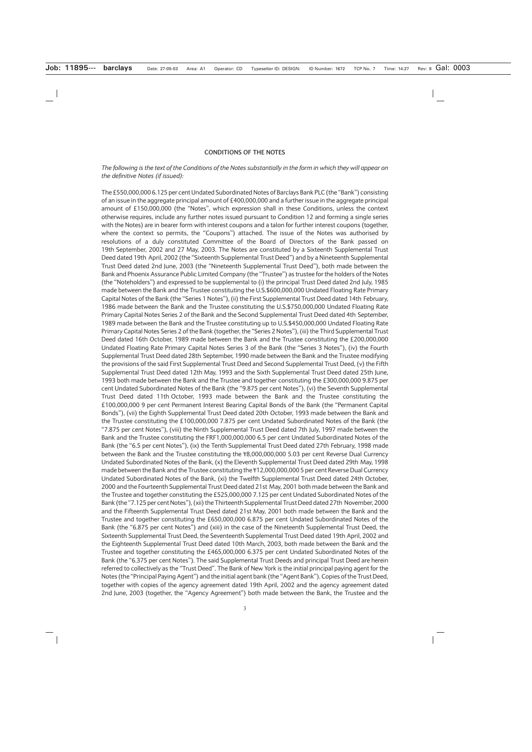## CONDITIONS OF THE NOTES

*The following is the text of the Conditions of the Notes substantially in the form in which they will appear on the definitive Notes (if issued):*

The £550,000,000 6.125 per cent Undated Subordinated Notes of Barclays Bank PLC (the "Bank") consisting of an issue in the aggregate principal amount of £400,000,000 and a further issue in the aggregate principal amount of £150,000,000 (the "Notes", which expression shall in these Conditions, unless the context otherwise requires, include any further notes issued pursuant to Condition 12 and forming a single series with the Notes) are in bearer form with interest coupons and a talon for further interest coupons (together, where the context so permits, the "Coupons") attached. The issue of the Notes was authorised by resolutions of a duly constituted Committee of the Board of Directors of the Bank passed on 19th September, 2002 and 27 May, 2003. The Notes are constituted by a Sixteenth Supplemental Trust Deed dated 19th April, 2002 (the "Sixteenth Supplemental Trust Deed") and by a Nineteenth Supplemental Trust Deed dated 2nd June, 2003 (the "Nineteenth Supplemental Trust Deed"), both made between the Bank and Phoenix Assurance Public Limited Company (the "Trustee") as trustee for the holders of the Notes (the "Noteholders") and expressed to be supplemental to (i) the principal Trust Deed dated 2nd July, 1985 made between the Bank and the Trustee constituting the U.S.$600,000,000 Undated Floating Rate Primary Capital Notes of the Bank (the "Series 1 Notes"), (ii) the First Supplemental Trust Deed dated 14th February, 1986 made between the Bank and the Trustee constituting the U.S.$750,000,000 Undated Floating Rate Primary Capital Notes Series 2 of the Bank and the Second Supplemental Trust Deed dated 4th September, 1989 made between the Bank and the Trustee constituting up to U.S.$450,000,000 Undated Floating Rate Primary Capital Notes Series 2 of the Bank (together, the "Series 2 Notes"), (iii) the Third Supplemental Trust Deed dated 16th October, 1989 made between the Bank and the Trustee constituting the £200,000,000 Undated Floating Rate Primary Capital Notes Series 3 of the Bank (the "Series 3 Notes"), (iv) the Fourth Supplemental Trust Deed dated 28th September, 1990 made between the Bank and the Trustee modifying the provisions of the said First Supplemental Trust Deed and Second Supplemental Trust Deed, (v) the Fifth Supplemental Trust Deed dated 12th May, 1993 and the Sixth Supplemental Trust Deed dated 25th June, 1993 both made between the Bank and the Trustee and together constituting the £300,000,000 9.875 per cent Undated Subordinated Notes of the Bank (the "9.875 per cent Notes"), (vi) the Seventh Supplemental Trust Deed dated 11th October, 1993 made between the Bank and the Trustee constituting the £100,000,000 9 per cent Permanent Interest Bearing Capital Bonds of the Bank (the "Permanent Capital Bonds"), (vii) the Eighth Supplemental Trust Deed dated 20th October, 1993 made between the Bank and the Trustee constituting the £100,000,000 7.875 per cent Undated Subordinated Notes of the Bank (the "7.875 per cent Notes"), (viii) the Ninth Supplemental Trust Deed dated 7th July, 1997 made between the Bank and the Trustee constituting the FRF1,000,000,000 6.5 per cent Undated Subordinated Notes of the Bank (the "6.5 per cent Notes"), (ix) the Tenth Supplemental Trust Deed dated 27th February, 1998 made between the Bank and the Trustee constituting the ¥8,000,000,000 5.03 per cent Reverse Dual Currency Undated Subordinated Notes of the Bank, (x) the Eleventh Supplemental Trust Deed dated 29th May, 1998 made between the Bank and the Trustee constituting the ¥12,000,000,000 5 per cent Reverse Dual Currency Undated Subordinated Notes of the Bank, (xi) the Twelfth Supplemental Trust Deed dated 24th October, 2000 and the Fourteenth Supplemental Trust Deed dated 21st May, 2001 both made between the Bank and the Trustee and together constituting the £525,000,000 7.125 per cent Undated Subordinated Notes of the Bank (the "7.125 per cent Notes"), (xii) the Thirteenth Supplemental Trust Deed dated 27th November, 2000 and the Fifteenth Supplemental Trust Deed dated 21st May, 2001 both made between the Bank and the Trustee and together constituting the £650,000,000 6.875 per cent Undated Subordinated Notes of the Bank (the "6.875 per cent Notes") and (xiii) in the case of the Nineteenth Supplemental Trust Deed, the Sixteenth Supplemental Trust Deed, the Seventeenth Supplemental Trust Deed dated 19th April, 2002 and the Eighteenth Supplemental Trust Deed dated 10th March, 2003, both made between the Bank and the Trustee and together constituting the £465,000,000 6.375 per cent Undated Subordinated Notes of the Bank (the "6.375 per cent Notes"). The said Supplemental Trust Deeds and principal Trust Deed are herein referred to collectively as the "Trust Deed". The Bank of New York is the initial principal paying agent for the Notes (the "Principal Paying Agent") and the initial agent bank (the "Agent Bank"). Copies of the Trust Deed, together with copies of the agency agreement dated 19th April, 2002 and the agency agreement dated 2nd June, 2003 (together, the "Agency Agreement") both made between the Bank, the Trustee and the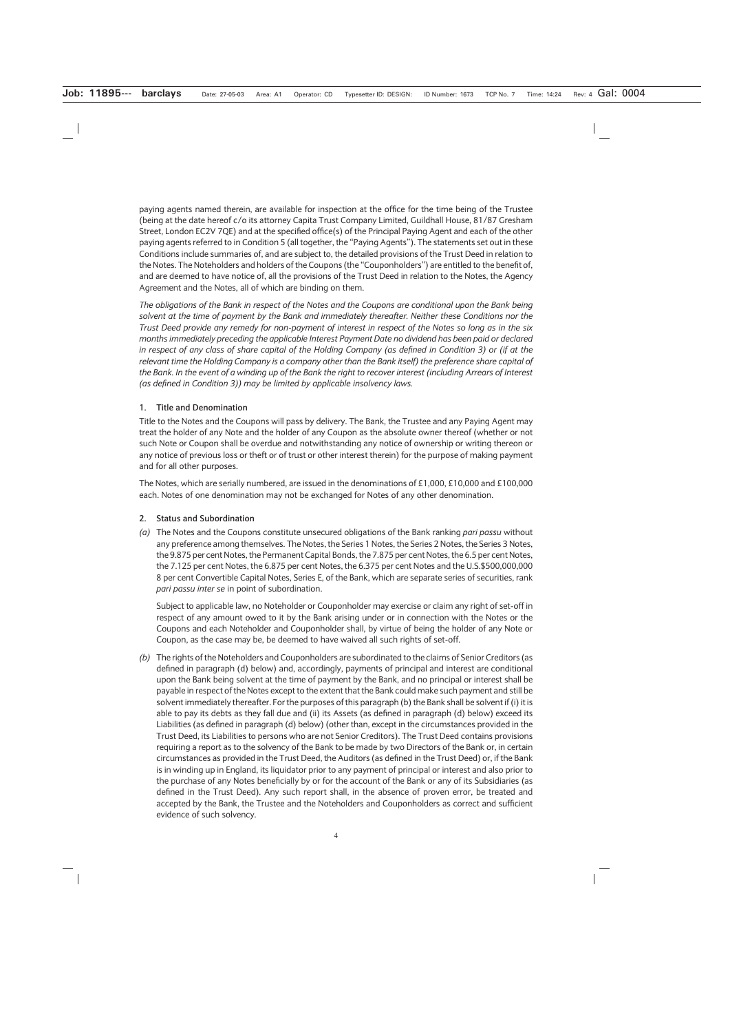paying agents named therein, are available for inspection at the office for the time being of the Trustee (being at the date hereof c/o its attorney Capita Trust Company Limited, Guildhall House, 81/87 Gresham Street, London EC2V 7QE) and at the specified office(s) of the Principal Paying Agent and each of the other paying agents referred to in Condition 5 (all together, the "Paying Agents"). The statements set out in these Conditions include summaries of, and are subject to, the detailed provisions of the Trust Deed in relation to the Notes. The Noteholders and holders of the Coupons (the "Couponholders") are entitled to the benefit of, and are deemed to have notice of, all the provisions of the Trust Deed in relation to the Notes, the Agency Agreement and the Notes, all of which are binding on them.

*The obligations of the Bank in respect of the Notes and the Coupons are conditional upon the Bank being solvent at the time of payment by the Bank and immediately thereafter. Neither these Conditions nor the Trust Deed provide any remedy for non-payment of interest in respect of the Notes so long as in the six months immediately preceding the applicable Interest Payment Date no dividend has been paid or declared in respect of any class of share capital of the Holding Company (as defined in Condition 3) or (if at the relevant time the Holding Company is a company other than the Bank itself) the preference share capital of the Bank. In the event of a winding up of the Bank the right to recover interest (including Arrears of Interest (as defined in Condition 3)) may be limited by applicable insolvency laws.*

## 1. Title and Denomination

Title to the Notes and the Coupons will pass by delivery. The Bank, the Trustee and any Paying Agent may treat the holder of any Note and the holder of any Coupon as the absolute owner thereof (whether or not such Note or Coupon shall be overdue and notwithstanding any notice of ownership or writing thereon or any notice of previous loss or theft or of trust or other interest therein) for the purpose of making payment and for all other purposes.

The Notes, which are serially numbered, are issued in the denominations of £1,000, £10,000 and £100,000 each. Notes of one denomination may not be exchanged for Notes of any other denomination.

## 2. Status and Subordination

*(a)* The Notes and the Coupons constitute unsecured obligations of the Bank ranking *pari passu* without any preference among themselves. The Notes, the Series 1 Notes, the Series 2 Notes, the Series 3 Notes, the 9.875 per cent Notes, the Permanent Capital Bonds, the 7.875 per cent Notes, the 6.5 per cent Notes, the 7.125 per cent Notes, the 6.875 per cent Notes, the 6.375 per cent Notes and the U.S.$500,000,000 8 per cent Convertible Capital Notes, Series E, of the Bank, which are separate series of securities, rank *pari passu inter se* in point of subordination.

Subject to applicable law, no Noteholder or Couponholder may exercise or claim any right of set-off in respect of any amount owed to it by the Bank arising under or in connection with the Notes or the Coupons and each Noteholder and Couponholder shall, by virtue of being the holder of any Note or Coupon, as the case may be, be deemed to have waived all such rights of set-off.

*(b)* The rights of the Noteholders and Couponholders are subordinated to the claims of Senior Creditors (as defined in paragraph (d) below) and, accordingly, payments of principal and interest are conditional upon the Bank being solvent at the time of payment by the Bank, and no principal or interest shall be payable in respect of the Notes except to the extent that the Bank could make such payment and still be solvent immediately thereafter. For the purposes of this paragraph (b) the Bank shall be solvent if (i) it is able to pay its debts as they fall due and (ii) its Assets (as defined in paragraph (d) below) exceed its Liabilities (as defined in paragraph (d) below) (other than, except in the circumstances provided in the Trust Deed, its Liabilities to persons who are not Senior Creditors). The Trust Deed contains provisions requiring a report as to the solvency of the Bank to be made by two Directors of the Bank or, in certain circumstances as provided in the Trust Deed, the Auditors (as defined in the Trust Deed) or, if the Bank is in winding up in England, its liquidator prior to any payment of principal or interest and also prior to the purchase of any Notes beneficially by or for the account of the Bank or any of its Subsidiaries (as defined in the Trust Deed). Any such report shall, in the absence of proven error, be treated and accepted by the Bank, the Trustee and the Noteholders and Couponholders as correct and sufficient evidence of such solvency.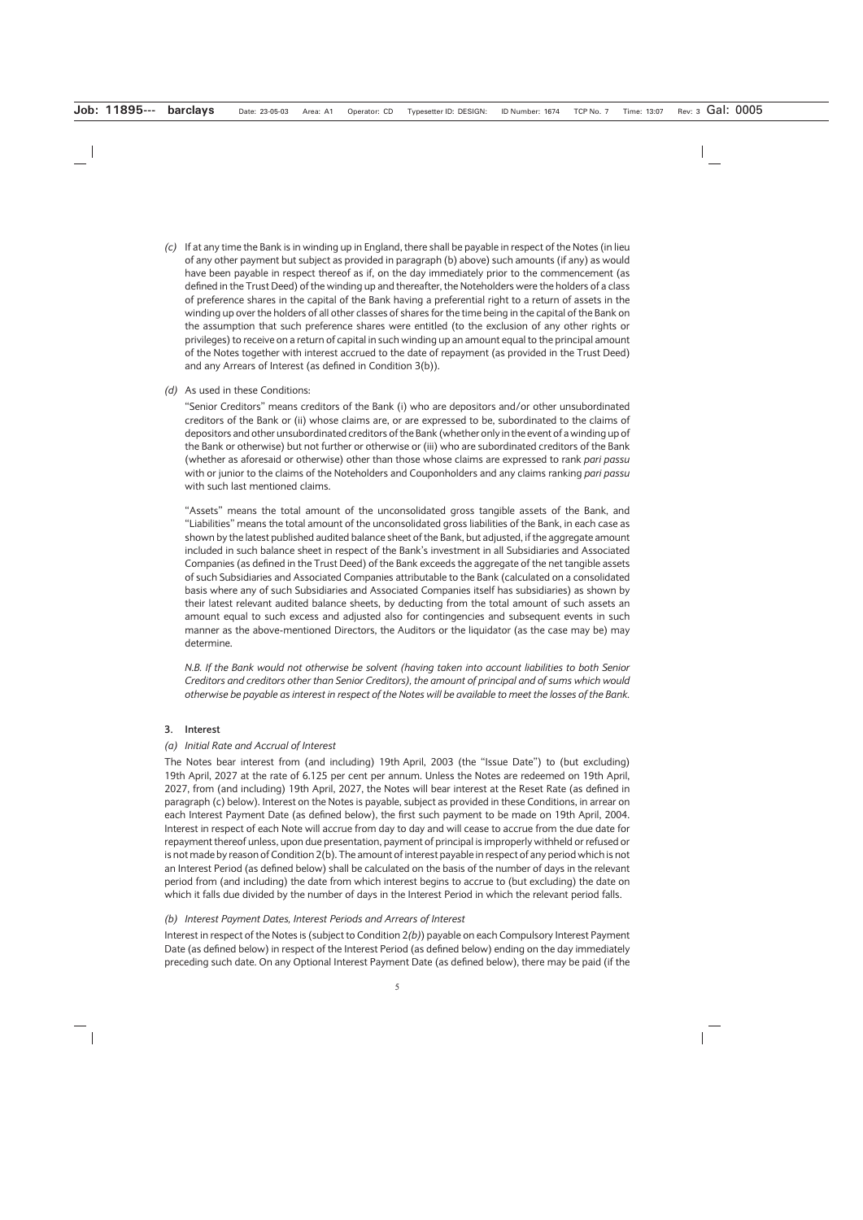*(c)* If at any time the Bank is in winding up in England, there shall be payable in respect of the Notes (in lieu of any other payment but subject as provided in paragraph (b) above) such amounts (if any) as would have been payable in respect thereof as if, on the day immediately prior to the commencement (as defined in the Trust Deed) of the winding up and thereafter, the Noteholders were the holders of a class of preference shares in the capital of the Bank having a preferential right to a return of assets in the winding up over the holders of all other classes of shares for the time being in the capital of the Bank on the assumption that such preference shares were entitled (to the exclusion of any other rights or privileges) to receive on a return of capital in such winding up an amount equal to the principal amount of the Notes together with interest accrued to the date of repayment (as provided in the Trust Deed) and any Arrears of Interest (as defined in Condition 3(b)).

*(d)* As used in these Conditions:

"Senior Creditors" means creditors of the Bank (i) who are depositors and/or other unsubordinated creditors of the Bank or (ii) whose claims are, or are expressed to be, subordinated to the claims of depositors and other unsubordinated creditors of the Bank (whether only in the event of a winding up of the Bank or otherwise) but not further or otherwise or (iii) who are subordinated creditors of the Bank (whether as aforesaid or otherwise) other than those whose claims are expressed to rank *pari passu* with or junior to the claims of the Noteholders and Couponholders and any claims ranking *pari passu* with such last mentioned claims.

"Assets" means the total amount of the unconsolidated gross tangible assets of the Bank, and "Liabilities" means the total amount of the unconsolidated gross liabilities of the Bank, in each case as shown by the latest published audited balance sheet of the Bank, but adjusted, if the aggregate amount included in such balance sheet in respect of the Bank's investment in all Subsidiaries and Associated Companies (as defined in the Trust Deed) of the Bank exceeds the aggregate of the net tangible assets of such Subsidiaries and Associated Companies attributable to the Bank (calculated on a consolidated basis where any of such Subsidiaries and Associated Companies itself has subsidiaries) as shown by their latest relevant audited balance sheets, by deducting from the total amount of such assets an amount equal to such excess and adjusted also for contingencies and subsequent events in such manner as the above-mentioned Directors, the Auditors or the liquidator (as the case may be) may determine.

*N.B. If the Bank would not otherwise be solvent (having taken into account liabilities to both Senior Creditors and creditors other than Senior Creditors), the amount of principal and of sums which would otherwise be payable as interest in respect of the Notes will be available to meet the losses of the Bank.*

## 3. Interest

### *(a) Initial Rate and Accrual of Interest*

The Notes bear interest from (and including) 19th April, 2003 (the "Issue Date") to (but excluding) 19th April, 2027 at the rate of 6.125 per cent per annum. Unless the Notes are redeemed on 19th April, 2027, from (and including) 19th April, 2027, the Notes will bear interest at the Reset Rate (as defined in paragraph (c) below). Interest on the Notes is payable, subject as provided in these Conditions, in arrear on each Interest Payment Date (as defined below), the first such payment to be made on 19th April, 2004. Interest in respect of each Note will accrue from day to day and will cease to accrue from the due date for repayment thereof unless, upon due presentation, payment of principal is improperly withheld or refused or is not made by reason of Condition 2(b). The amount of interest payable in respect of any period which is not an Interest Period (as defined below) shall be calculated on the basis of the number of days in the relevant period from (and including) the date from which interest begins to accrue to (but excluding) the date on which it falls due divided by the number of days in the Interest Period in which the relevant period falls.

### *(b) Interest Payment Dates, Interest Periods and Arrears of Interest*

Interest in respect of the Notes is (subject to Condition 2*(b)*) payable on each Compulsory Interest Payment Date (as defined below) in respect of the Interest Period (as defined below) ending on the day immediately preceding such date. On any Optional Interest Payment Date (as defined below), there may be paid (if the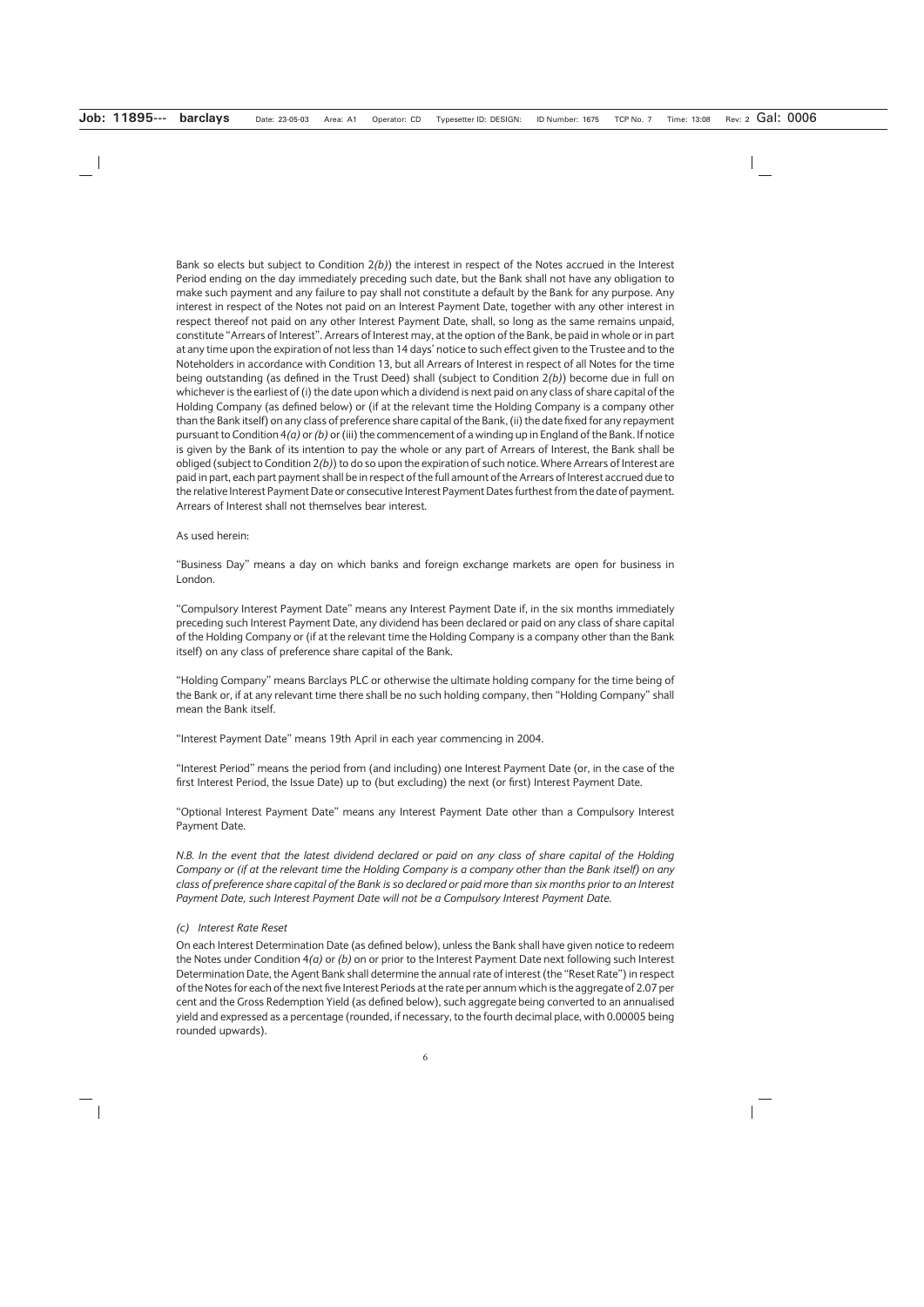Bank so elects but subject to Condition 2*(b)*) the interest in respect of the Notes accrued in the Interest Period ending on the day immediately preceding such date, but the Bank shall not have any obligation to make such payment and any failure to pay shall not constitute a default by the Bank for any purpose. Any interest in respect of the Notes not paid on an Interest Payment Date, together with any other interest in respect thereof not paid on any other Interest Payment Date, shall, so long as the same remains unpaid, constitute "Arrears of Interest". Arrears of Interest may, at the option of the Bank, be paid in whole or in part at any time upon the expiration of not less than 14 days' notice to such effect given to the Trustee and to the Noteholders in accordance with Condition 13, but all Arrears of Interest in respect of all Notes for the time being outstanding (as defined in the Trust Deed) shall (subject to Condition 2*(b)*) become due in full on whichever is the earliest of (i) the date upon which a dividend is next paid on any class of share capital of the Holding Company (as defined below) or (if at the relevant time the Holding Company is a company other than the Bank itself) on any class of preference share capital of the Bank, (ii) the date fixed for any repayment pursuant to Condition 4*(a)* or *(b)* or (iii) the commencement of a winding up in England of the Bank. If notice is given by the Bank of its intention to pay the whole or any part of Arrears of Interest, the Bank shall be obliged (subject to Condition 2*(b)*) to do so upon the expiration of such notice. Where Arrears of Interest are paid in part, each part payment shall be in respect of the full amount of the Arrears of Interest accrued due to the relative Interest Payment Date or consecutive Interest Payment Dates furthest from the date of payment. Arrears of Interest shall not themselves bear interest.

As used herein:

"Business Day" means a day on which banks and foreign exchange markets are open for business in London.

"Compulsory Interest Payment Date" means any Interest Payment Date if, in the six months immediately preceding such Interest Payment Date, any dividend has been declared or paid on any class of share capital of the Holding Company or (if at the relevant time the Holding Company is a company other than the Bank itself) on any class of preference share capital of the Bank.

"Holding Company" means Barclays PLC or otherwise the ultimate holding company for the time being of the Bank or, if at any relevant time there shall be no such holding company, then "Holding Company" shall mean the Bank itself.

"Interest Payment Date" means 19th April in each year commencing in 2004.

"Interest Period" means the period from (and including) one Interest Payment Date (or, in the case of the first Interest Period, the Issue Date) up to (but excluding) the next (or first) Interest Payment Date.

"Optional Interest Payment Date" means any Interest Payment Date other than a Compulsory Interest Payment Date.

*N.B. In the event that the latest dividend declared or paid on any class of share capital of the Holding Company or (if at the relevant time the Holding Company is a company other than the Bank itself) on any class of preference share capital of the Bank is so declared or paid more than six months prior to an Interest Payment Date, such Interest Payment Date will not be a Compulsory Interest Payment Date.*

*(c) Interest Rate Reset*

On each Interest Determination Date (as defined below), unless the Bank shall have given notice to redeem the Notes under Condition 4*(a)* or *(b)* on or prior to the Interest Payment Date next following such Interest Determination Date, the Agent Bank shall determine the annual rate of interest (the "Reset Rate") in respect of the Notes for each of the next five Interest Periods at the rate per annum which is the aggregate of 2.07 per cent and the Gross Redemption Yield (as defined below), such aggregate being converted to an annualised yield and expressed as a percentage (rounded, if necessary, to the fourth decimal place, with 0.00005 being rounded upwards).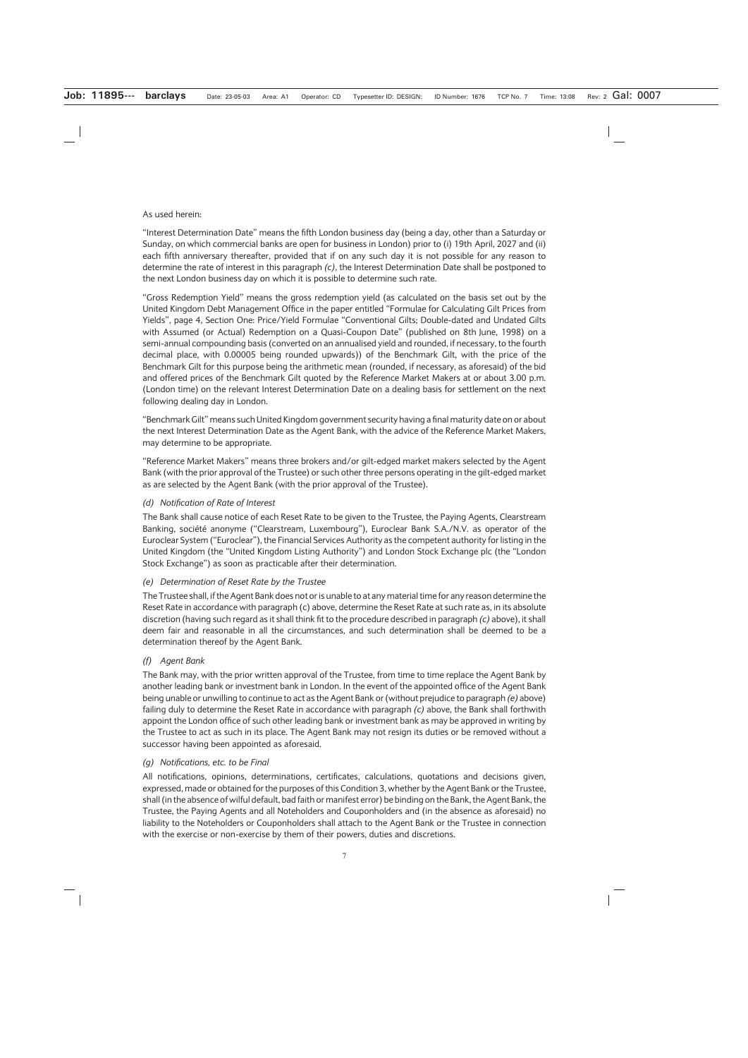As used herein:

"Interest Determination Date" means the fifth London business day (being a day, other than a Saturday or Sunday, on which commercial banks are open for business in London) prior to (i) 19th April, 2027 and (ii) each fifth anniversary thereafter, provided that if on any such day it is not possible for any reason to determine the rate of interest in this paragraph *(c)*, the Interest Determination Date shall be postponed to the next London business day on which it is possible to determine such rate.

"Gross Redemption Yield" means the gross redemption yield (as calculated on the basis set out by the United Kingdom Debt Management Office in the paper entitled "Formulae for Calculating Gilt Prices from Yields", page 4, Section One: Price/Yield Formulae "Conventional Gilts; Double-dated and Undated Gilts with Assumed (or Actual) Redemption on a Quasi-Coupon Date" (published on 8th June, 1998) on a semi-annual compounding basis (converted on an annualised yield and rounded, if necessary, to the fourth decimal place, with 0.00005 being rounded upwards)) of the Benchmark Gilt, with the price of the Benchmark Gilt for this purpose being the arithmetic mean (rounded, if necessary, as aforesaid) of the bid and offered prices of the Benchmark Gilt quoted by the Reference Market Makers at or about 3.00 p.m. (London time) on the relevant Interest Determination Date on a dealing basis for settlement on the next following dealing day in London.

"Benchmark Gilt" means such United Kingdom government security having a final maturity date on or about the next Interest Determination Date as the Agent Bank, with the advice of the Reference Market Makers, may determine to be appropriate.

"Reference Market Makers" means three brokers and/or gilt-edged market makers selected by the Agent Bank (with the prior approval of the Trustee) or such other three persons operating in the gilt-edged market as are selected by the Agent Bank (with the prior approval of the Trustee).

*(d) Notification of Rate of Interest*

The Bank shall cause notice of each Reset Rate to be given to the Trustee, the Paying Agents, Clearstream Banking, société anonyme ("Clearstream, Luxembourg"), Euroclear Bank S.A./N.V. as operator of the Euroclear System ("Euroclear"), the Financial Services Authority as the competent authority for listing in the United Kingdom (the "United Kingdom Listing Authority") and London Stock Exchange plc (the "London Stock Exchange") as soon as practicable after their determination.

*(e) Determination of Reset Rate by the Trustee*

The Trustee shall, if the Agent Bank does not or is unable to at any material time for any reason determine the Reset Rate in accordance with paragraph (c) above, determine the Reset Rate at such rate as, in its absolute discretion (having such regard as it shall think fit to the procedure described in paragraph *(c)* above), it shall deem fair and reasonable in all the circumstances, and such determination shall be deemed to be a determination thereof by the Agent Bank.

*(f) Agent Bank*

The Bank may, with the prior written approval of the Trustee, from time to time replace the Agent Bank by another leading bank or investment bank in London. In the event of the appointed office of the Agent Bank being unable or unwilling to continue to act as the Agent Bank or (without prejudice to paragraph *(e)* above) failing duly to determine the Reset Rate in accordance with paragraph *(c)* above, the Bank shall forthwith appoint the London office of such other leading bank or investment bank as may be approved in writing by the Trustee to act as such in its place. The Agent Bank may not resign its duties or be removed without a successor having been appointed as aforesaid.

*(g) Notifications, etc. to be Final*

All notifications, opinions, determinations, certificates, calculations, quotations and decisions given, expressed, made or obtained for the purposes of this Condition 3, whether by the Agent Bank or the Trustee, shall (in the absence of wilful default, bad faith or manifest error) be binding on the Bank, the Agent Bank, the Trustee, the Paying Agents and all Noteholders and Couponholders and (in the absence as aforesaid) no liability to the Noteholders or Couponholders shall attach to the Agent Bank or the Trustee in connection with the exercise or non-exercise by them of their powers, duties and discretions.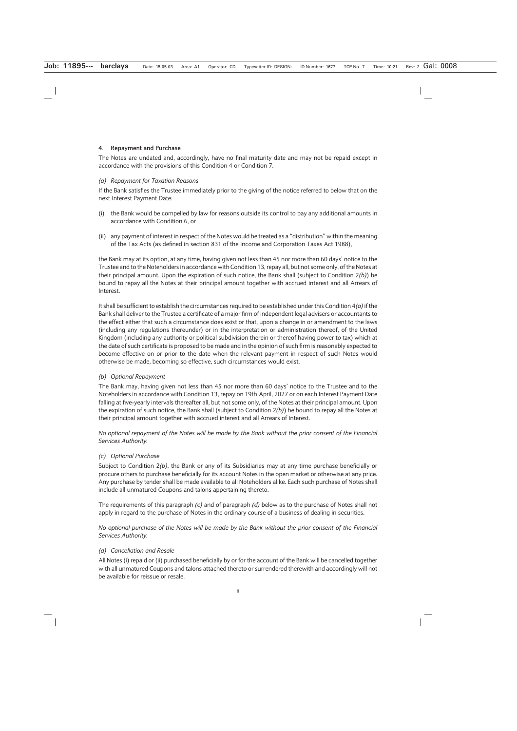## 4. Repayment and Purchase

The Notes are undated and, accordingly, have no final maturity date and may not be repaid except in accordance with the provisions of this Condition 4 or Condition 7.

### *(a) Repayment for Taxation Reasons*

If the Bank satisfies the Trustee immediately prior to the giving of the notice referred to below that on the next Interest Payment Date:

(i) the Bank would be compelled by law for reasons outside its control to pay any additional amounts in accordance with Condition 6, or

(ii) any payment of interest in respect of the Notes would be treated as a "distribution" within the meaning of the Tax Acts (as defined in section 831 of the Income and Corporation Taxes Act 1988),

the Bank may at its option, at any time, having given not less than 45 nor more than 60 days' notice to the Trustee and to the Noteholders in accordance with Condition 13, repay all, but not some only, of the Notes at their principal amount. Upon the expiration of such notice, the Bank shall (subject to Condition 2*(b)*) be bound to repay all the Notes at their principal amount together with accrued interest and all Arrears of Interest.

It shall be sufficient to establish the circumstances required to be established under this Condition 4*(a)* if the Bank shall deliver to the Trustee a certificate of a major firm of independent legal advisers or accountants to the effect either that such a circumstance does exist or that, upon a change in or amendment to the laws (including any regulations thereunder) or in the interpretation or administration thereof, of the United Kingdom (including any authority or political subdivision therein or thereof having power to tax) which at the date of such certificate is proposed to be made and in the opinion of such firm is reasonably expected to become effective on or prior to the date when the relevant payment in respect of such Notes would otherwise be made, becoming so effective, such circumstances would exist.

### *(b) Optional Repayment*

The Bank may, having given not less than 45 nor more than 60 days' notice to the Trustee and to the Noteholders in accordance with Condition 13, repay on 19th April, 2027 or on each Interest Payment Date falling at five-yearly intervals thereafter all, but not some only, of the Notes at their principal amount. Upon the expiration of such notice, the Bank shall (subject to Condition 2*(b)*) be bound to repay all the Notes at their principal amount together with accrued interest and all Arrears of Interest.

*No optional repayment of the Notes will be made by the Bank without the prior consent of the Financial Services Authority.*

### *(c) Optional Purchase*

Subject to Condition 2*(b)*, the Bank or any of its Subsidiaries may at any time purchase beneficially or procure others to purchase beneficially for its account Notes in the open market or otherwise at any price. Any purchase by tender shall be made available to all Noteholders alike. Each such purchase of Notes shall include all unmatured Coupons and talons appertaining thereto.

The requirements of this paragraph *(c)* and of paragraph *(d)* below as to the purchase of Notes shall not apply in regard to the purchase of Notes in the ordinary course of a business of dealing in securities.

*No optional purchase of the Notes will be made by the Bank without the prior consent of the Financial Services Authority.*

### *(d) Cancellation and Resale*

All Notes (i) repaid or (ii) purchased beneficially by or for the account of the Bank will be cancelled together with all unmatured Coupons and talons attached thereto or surrendered therewith and accordingly will not be available for reissue or resale.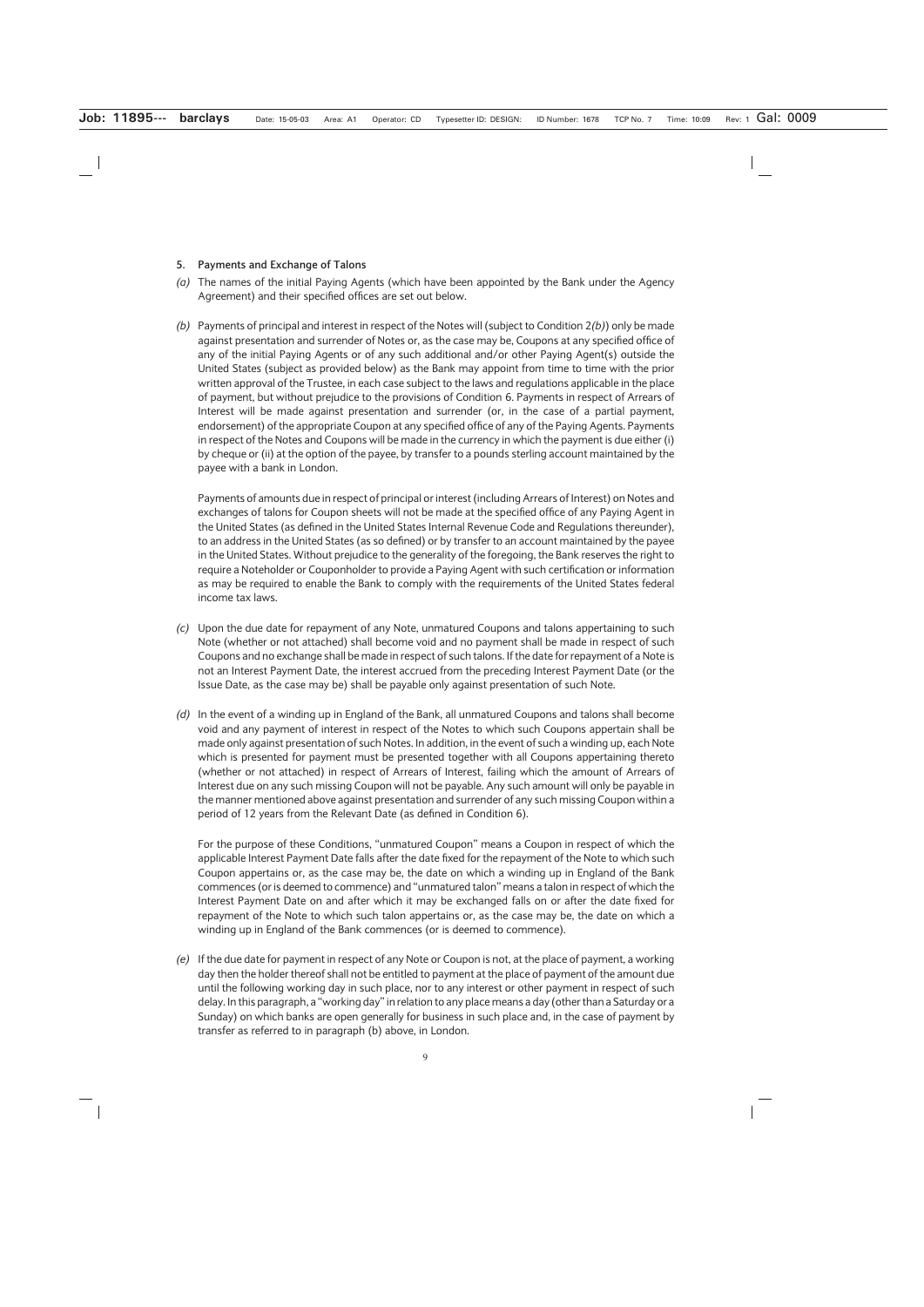### 5. Payments and Exchange of Talons

*(a)* The names of the initial Paying Agents (which have been appointed by the Bank under the Agency Agreement) and their specified offices are set out below.

*(b)* Payments of principal and interest in respect of the Notes will (subject to Condition 2*(b)*) only be made against presentation and surrender of Notes or, as the case may be, Coupons at any specified office of any of the initial Paying Agents or of any such additional and/or other Paying Agent(s) outside the United States (subject as provided below) as the Bank may appoint from time to time with the prior written approval of the Trustee, in each case subject to the laws and regulations applicable in the place of payment, but without prejudice to the provisions of Condition 6. Payments in respect of Arrears of Interest will be made against presentation and surrender (or, in the case of a partial payment, endorsement) of the appropriate Coupon at any specified office of any of the Paying Agents. Payments in respect of the Notes and Coupons will be made in the currency in which the payment is due either (i) by cheque or (ii) at the option of the payee, by transfer to a pounds sterling account maintained by the payee with a bank in London.

Payments of amounts due in respect of principal or interest (including Arrears of Interest) on Notes and exchanges of talons for Coupon sheets will not be made at the specified office of any Paying Agent in the United States (as defined in the United States Internal Revenue Code and Regulations thereunder), to an address in the United States (as so defined) or by transfer to an account maintained by the payee in the United States. Without prejudice to the generality of the foregoing, the Bank reserves the right to require a Noteholder or Couponholder to provide a Paying Agent with such certification or information as may be required to enable the Bank to comply with the requirements of the United States federal income tax laws.

*(c)* Upon the due date for repayment of any Note, unmatured Coupons and talons appertaining to such Note (whether or not attached) shall become void and no payment shall be made in respect of such Coupons and no exchange shall be made in respect of such talons. If the date for repayment of a Note is not an Interest Payment Date, the interest accrued from the preceding Interest Payment Date (or the Issue Date, as the case may be) shall be payable only against presentation of such Note.

*(d)* In the event of a winding up in England of the Bank, all unmatured Coupons and talons shall become void and any payment of interest in respect of the Notes to which such Coupons appertain shall be made only against presentation of such Notes. In addition, in the event of such a winding up, each Note which is presented for payment must be presented together with all Coupons appertaining thereto (whether or not attached) in respect of Arrears of Interest, failing which the amount of Arrears of Interest due on any such missing Coupon will not be payable. Any such amount will only be payable in the manner mentioned above against presentation and surrender of any such missing Coupon within a period of 12 years from the Relevant Date (as defined in Condition 6).

For the purpose of these Conditions, "unmatured Coupon" means a Coupon in respect of which the applicable Interest Payment Date falls after the date fixed for the repayment of the Note to which such Coupon appertains or, as the case may be, the date on which a winding up in England of the Bank commences (or is deemed to commence) and "unmatured talon" means a talon in respect of which the Interest Payment Date on and after which it may be exchanged falls on or after the date fixed for repayment of the Note to which such talon appertains or, as the case may be, the date on which a winding up in England of the Bank commences (or is deemed to commence).

*(e)* If the due date for payment in respect of any Note or Coupon is not, at the place of payment, a working day then the holder thereof shall not be entitled to payment at the place of payment of the amount due until the following working day in such place, nor to any interest or other payment in respect of such delay. In this paragraph, a "working day" in relation to any place means a day (other than a Saturday or a Sunday) on which banks are open generally for business in such place and, in the case of payment by transfer as referred to in paragraph (b) above, in London.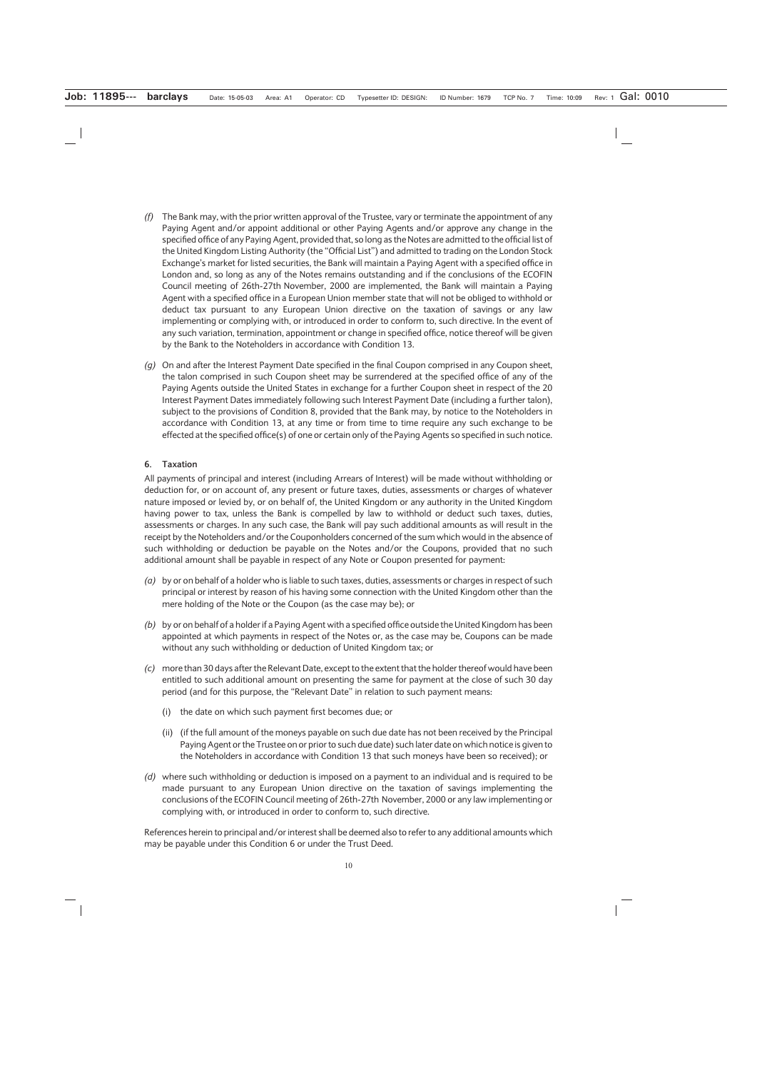*(f)* The Bank may, with the prior written approval of the Trustee, vary or terminate the appointment of any Paying Agent and/or appoint additional or other Paying Agents and/or approve any change in the specified office of any Paying Agent, provided that, so long as the Notes are admitted to the official list of the United Kingdom Listing Authority (the "Official List") and admitted to trading on the London Stock Exchange's market for listed securities, the Bank will maintain a Paying Agent with a specified office in London and, so long as any of the Notes remains outstanding and if the conclusions of the ECOFIN Council meeting of 26th-27th November, 2000 are implemented, the Bank will maintain a Paying Agent with a specified office in a European Union member state that will not be obliged to withhold or deduct tax pursuant to any European Union directive on the taxation of savings or any law implementing or complying with, or introduced in order to conform to, such directive. In the event of any such variation, termination, appointment or change in specified office, notice thereof will be given by the Bank to the Noteholders in accordance with Condition 13.

*(g)* On and after the Interest Payment Date specified in the final Coupon comprised in any Coupon sheet, the talon comprised in such Coupon sheet may be surrendered at the specified office of any of the Paying Agents outside the United States in exchange for a further Coupon sheet in respect of the 20 Interest Payment Dates immediately following such Interest Payment Date (including a further talon), subject to the provisions of Condition 8, provided that the Bank may, by notice to the Noteholders in accordance with Condition 13, at any time or from time to time require any such exchange to be effected at the specified office(s) of one or certain only of the Paying Agents so specified in such notice.

## 6. Taxation

All payments of principal and interest (including Arrears of Interest) will be made without withholding or deduction for, or on account of, any present or future taxes, duties, assessments or charges of whatever nature imposed or levied by, or on behalf of, the United Kingdom or any authority in the United Kingdom having power to tax, unless the Bank is compelled by law to withhold or deduct such taxes, duties, assessments or charges. In any such case, the Bank will pay such additional amounts as will result in the receipt by the Noteholders and/or the Couponholders concerned of the sum which would in the absence of such withholding or deduction be payable on the Notes and/or the Coupons, provided that no such additional amount shall be payable in respect of any Note or Coupon presented for payment:

*(a)* by or on behalf of a holder who is liable to such taxes, duties, assessments or charges in respect of such principal or interest by reason of his having some connection with the United Kingdom other than the mere holding of the Note or the Coupon (as the case may be); or

*(b)* by or on behalf of a holder if a Paying Agent with a specified office outside the United Kingdom has been appointed at which payments in respect of the Notes or, as the case may be, Coupons can be made without any such withholding or deduction of United Kingdom tax; or

*(c)* more than 30 days after the Relevant Date, except to the extent that the holder thereof would have been entitled to such additional amount on presenting the same for payment at the close of such 30 day period (and for this purpose, the "Relevant Date" in relation to such payment means:

  (i) the date on which such payment first becomes due; or

  (ii) (if the full amount of the moneys payable on such due date has not been received by the Principal Paying Agent or the Trustee on or prior to such due date) such later date on which notice is given to the Noteholders in accordance with Condition 13 that such moneys have been so received); or

*(d)* where such withholding or deduction is imposed on a payment to an individual and is required to be made pursuant to any European Union directive on the taxation of savings implementing the conclusions of the ECOFIN Council meeting of 26th-27th November, 2000 or any law implementing or complying with, or introduced in order to conform to, such directive.

References herein to principal and/or interest shall be deemed also to refer to any additional amounts which may be payable under this Condition 6 or under the Trust Deed.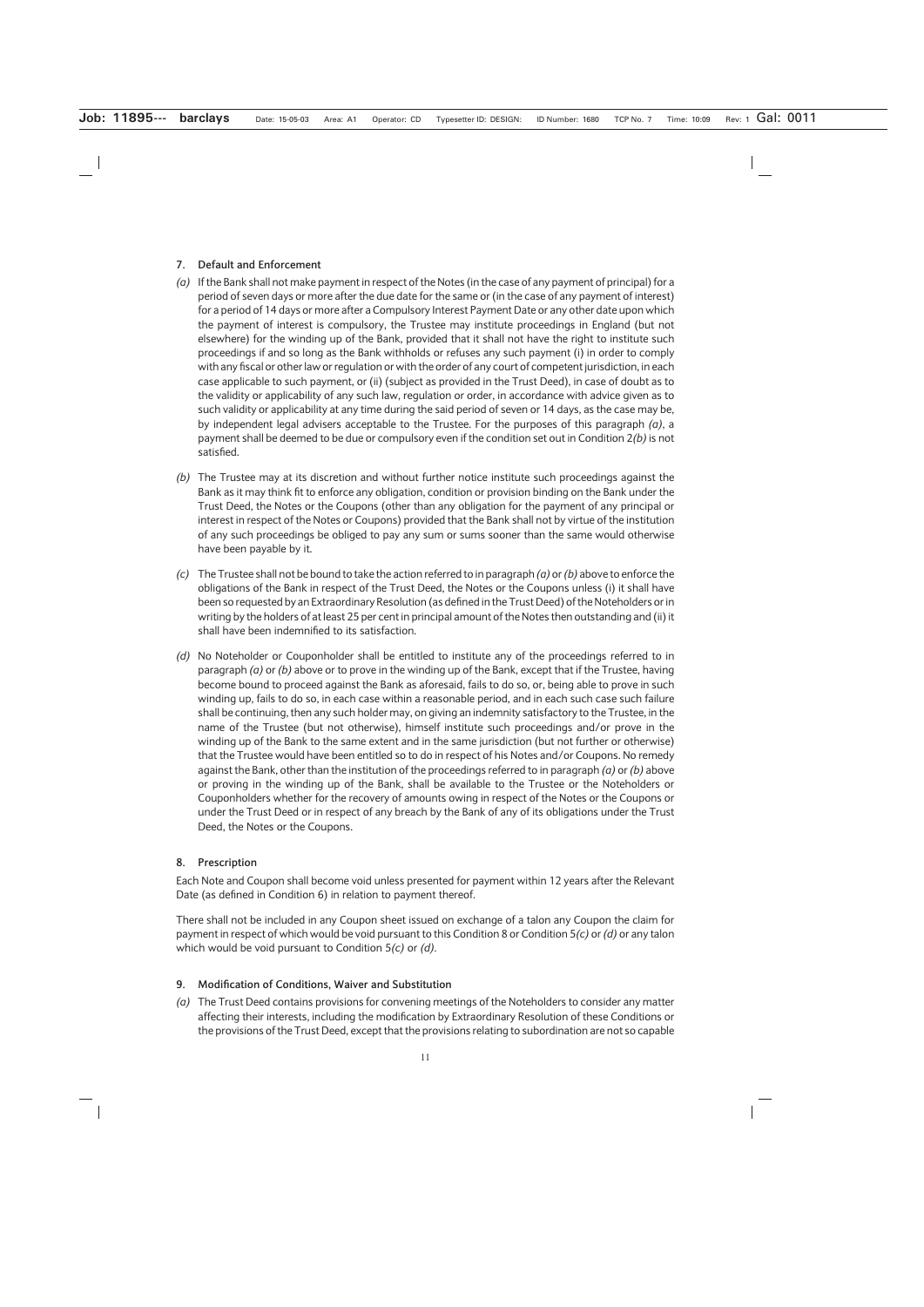### 7. Default and Enforcement

*(a)* If the Bank shall not make payment in respect of the Notes (in the case of any payment of principal) for a period of seven days or more after the due date for the same or (in the case of any payment of interest) for a period of 14 days or more after a Compulsory Interest Payment Date or any other date upon which the payment of interest is compulsory, the Trustee may institute proceedings in England (but not elsewhere) for the winding up of the Bank, provided that it shall not have the right to institute such proceedings if and so long as the Bank withholds or refuses any such payment (i) in order to comply with any fiscal or other law or regulation or with the order of any court of competent jurisdiction, in each case applicable to such payment, or (ii) (subject as provided in the Trust Deed), in case of doubt as to the validity or applicability of any such law, regulation or order, in accordance with advice given as to such validity or applicability at any time during the said period of seven or 14 days, as the case may be, by independent legal advisers acceptable to the Trustee. For the purposes of this paragraph *(a)*, a payment shall be deemed to be due or compulsory even if the condition set out in Condition 2*(b)* is not satisfied.

*(b)* The Trustee may at its discretion and without further notice institute such proceedings against the Bank as it may think fit to enforce any obligation, condition or provision binding on the Bank under the Trust Deed, the Notes or the Coupons (other than any obligation for the payment of any principal or interest in respect of the Notes or Coupons) provided that the Bank shall not by virtue of the institution of any such proceedings be obliged to pay any sum or sums sooner than the same would otherwise have been payable by it.

*(c)* The Trustee shall not be bound to take the action referred to in paragraph *(a)* or *(b)* above to enforce the obligations of the Bank in respect of the Trust Deed, the Notes or the Coupons unless (i) it shall have been so requested by an Extraordinary Resolution (as defined in the Trust Deed) of the Noteholders or in writing by the holders of at least 25 per cent in principal amount of the Notes then outstanding and (ii) it shall have been indemnified to its satisfaction.

*(d)* No Noteholder or Couponholder shall be entitled to institute any of the proceedings referred to in paragraph *(a)* or *(b)* above or to prove in the winding up of the Bank, except that if the Trustee, having become bound to proceed against the Bank as aforesaid, fails to do so, or, being able to prove in such winding up, fails to do so, in each case within a reasonable period, and in each such case such failure shall be continuing, then any such holder may, on giving an indemnity satisfactory to the Trustee, in the name of the Trustee (but not otherwise), himself institute such proceedings and/or prove in the winding up of the Bank to the same extent and in the same jurisdiction (but not further or otherwise) that the Trustee would have been entitled so to do in respect of his Notes and/or Coupons. No remedy against the Bank, other than the institution of the proceedings referred to in paragraph *(a)* or *(b)* above or proving in the winding up of the Bank, shall be available to the Trustee or the Noteholders or Couponholders whether for the recovery of amounts owing in respect of the Notes or the Coupons or under the Trust Deed or in respect of any breach by the Bank of any of its obligations under the Trust Deed, the Notes or the Coupons.

### 8. Prescription

Each Note and Coupon shall become void unless presented for payment within 12 years after the Relevant Date (as defined in Condition 6) in relation to payment thereof.

There shall not be included in any Coupon sheet issued on exchange of a talon any Coupon the claim for payment in respect of which would be void pursuant to this Condition 8 or Condition 5*(c)* or *(d)* or any talon which would be void pursuant to Condition 5*(c)* or *(d)*.

### 9. Modification of Conditions, Waiver and Substitution

*(a)* The Trust Deed contains provisions for convening meetings of the Noteholders to consider any matter affecting their interests, including the modification by Extraordinary Resolution of these Conditions or the provisions of the Trust Deed, except that the provisions relating to subordination are not so capable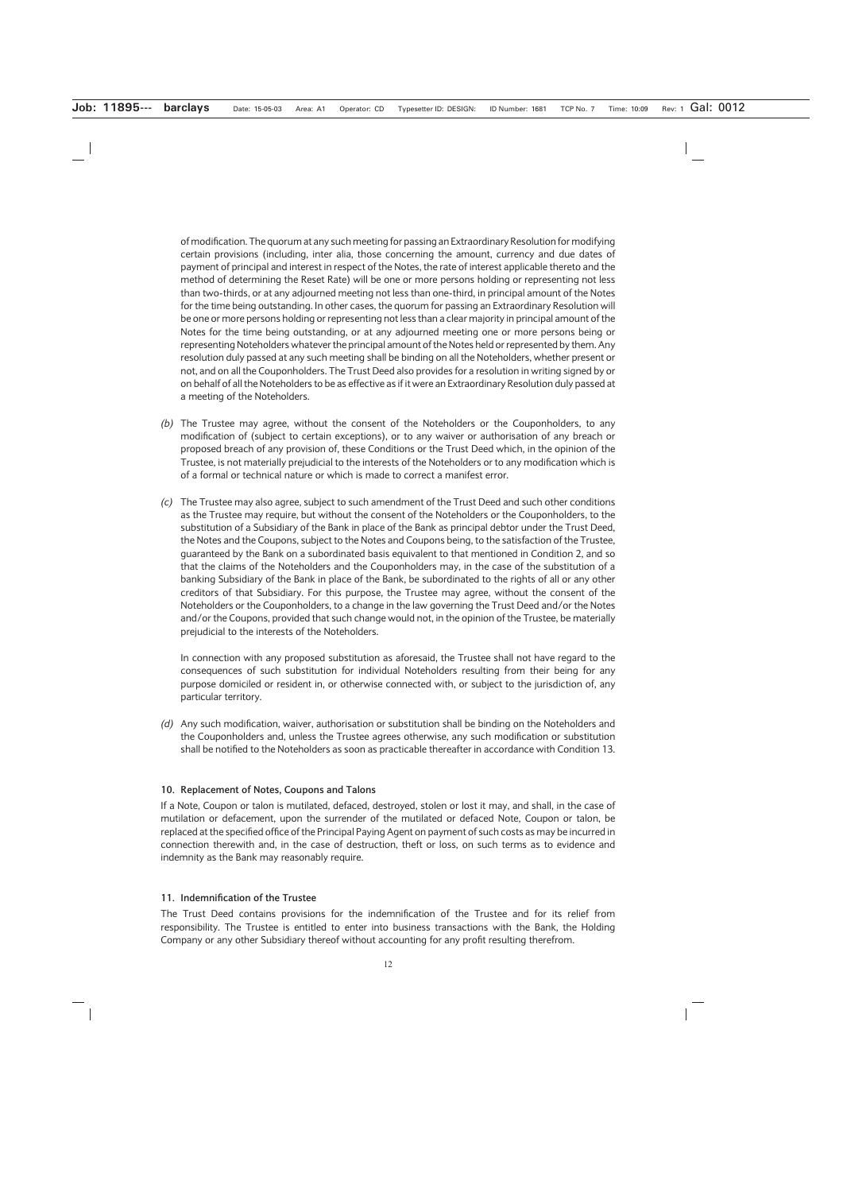of modification. The quorum at any such meeting for passing an Extraordinary Resolution for modifying certain provisions (including, inter alia, those concerning the amount, currency and due dates of payment of principal and interest in respect of the Notes, the rate of interest applicable thereto and the method of determining the Reset Rate) will be one or more persons holding or representing not less than two-thirds, or at any adjourned meeting not less than one-third, in principal amount of the Notes for the time being outstanding. In other cases, the quorum for passing an Extraordinary Resolution will be one or more persons holding or representing not less than a clear majority in principal amount of the Notes for the time being outstanding, or at any adjourned meeting one or more persons being or representing Noteholders whatever the principal amount of the Notes held or represented by them. Any resolution duly passed at any such meeting shall be binding on all the Noteholders, whether present or not, and on all the Couponholders. The Trust Deed also provides for a resolution in writing signed by or on behalf of all the Noteholders to be as effective as if it were an Extraordinary Resolution duly passed at a meeting of the Noteholders.

*(b)* The Trustee may agree, without the consent of the Noteholders or the Couponholders, to any modification of (subject to certain exceptions), or to any waiver or authorisation of any breach or proposed breach of any provision of, these Conditions or the Trust Deed which, in the opinion of the Trustee, is not materially prejudicial to the interests of the Noteholders or to any modification which is of a formal or technical nature or which is made to correct a manifest error.

*(c)* The Trustee may also agree, subject to such amendment of the Trust Deed and such other conditions as the Trustee may require, but without the consent of the Noteholders or the Couponholders, to the substitution of a Subsidiary of the Bank in place of the Bank as principal debtor under the Trust Deed, the Notes and the Coupons, subject to the Notes and Coupons being, to the satisfaction of the Trustee, guaranteed by the Bank on a subordinated basis equivalent to that mentioned in Condition 2, and so that the claims of the Noteholders and the Couponholders may, in the case of the substitution of a banking Subsidiary of the Bank in place of the Bank, be subordinated to the rights of all or any other creditors of that Subsidiary. For this purpose, the Trustee may agree, without the consent of the Noteholders or the Couponholders, to a change in the law governing the Trust Deed and/or the Notes and/or the Coupons, provided that such change would not, in the opinion of the Trustee, be materially prejudicial to the interests of the Noteholders.

In connection with any proposed substitution as aforesaid, the Trustee shall not have regard to the consequences of such substitution for individual Noteholders resulting from their being for any purpose domiciled or resident in, or otherwise connected with, or subject to the jurisdiction of, any particular territory.

*(d)* Any such modification, waiver, authorisation or substitution shall be binding on the Noteholders and the Couponholders and, unless the Trustee agrees otherwise, any such modification or substitution shall be notified to the Noteholders as soon as practicable thereafter in accordance with Condition 13.

### 10. Replacement of Notes, Coupons and Talons

If a Note, Coupon or talon is mutilated, defaced, destroyed, stolen or lost it may, and shall, in the case of mutilation or defacement, upon the surrender of the mutilated or defaced Note, Coupon or talon, be replaced at the specified office of the Principal Paying Agent on payment of such costs as may be incurred in connection therewith and, in the case of destruction, theft or loss, on such terms as to evidence and indemnity as the Bank may reasonably require.

### 11. Indemnification of the Trustee

The Trust Deed contains provisions for the indemnification of the Trustee and for its relief from responsibility. The Trustee is entitled to enter into business transactions with the Bank, the Holding Company or any other Subsidiary thereof without accounting for any profit resulting therefrom.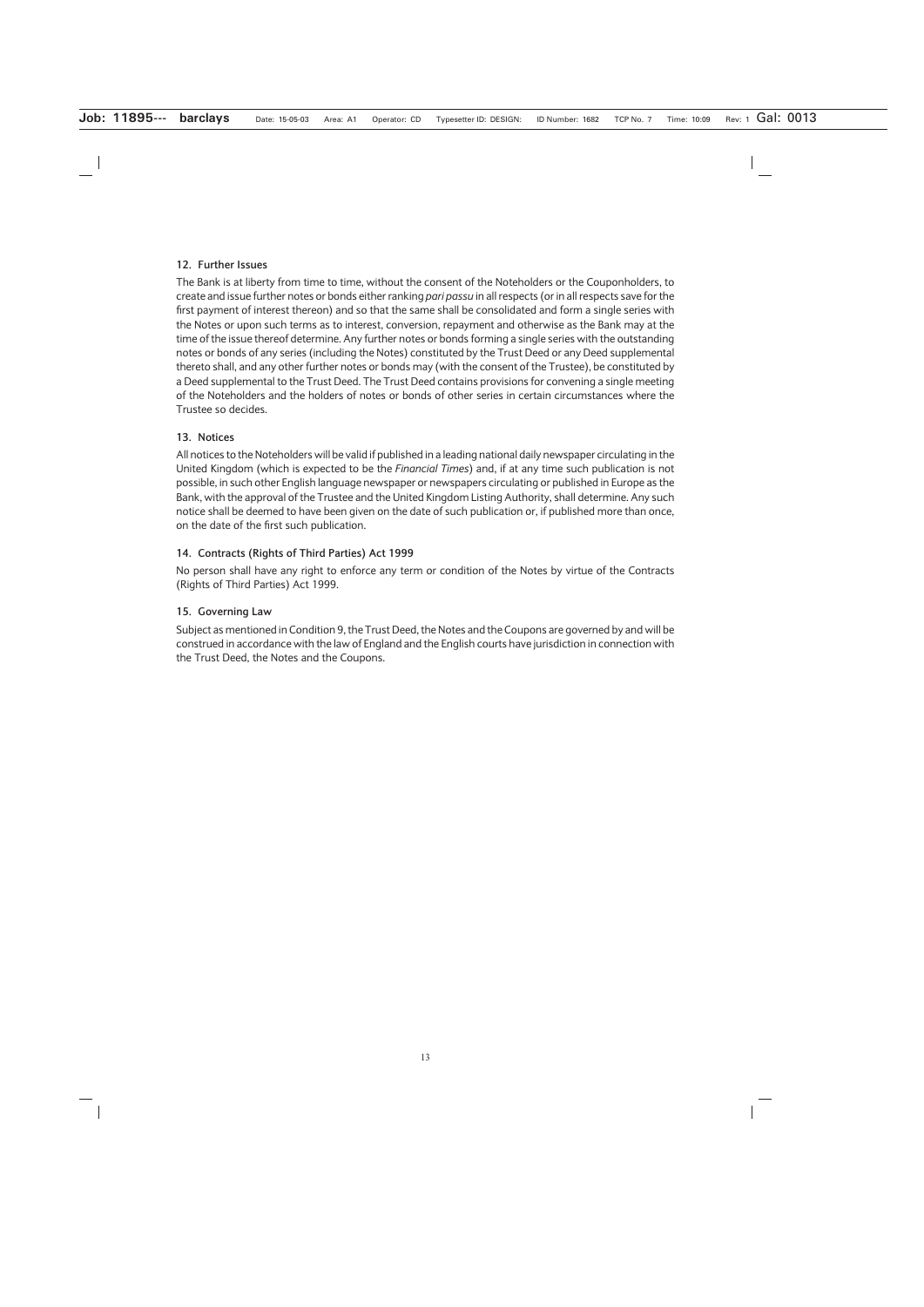### 12. Further Issues

The Bank is at liberty from time to time, without the consent of the Noteholders or the Couponholders, to create and issue further notes or bonds either ranking *pari passu* in all respects (or in all respects save for the first payment of interest thereon) and so that the same shall be consolidated and form a single series with the Notes or upon such terms as to interest, conversion, repayment and otherwise as the Bank may at the time of the issue thereof determine. Any further notes or bonds forming a single series with the outstanding notes or bonds of any series (including the Notes) constituted by the Trust Deed or any Deed supplemental thereto shall, and any other further notes or bonds may (with the consent of the Trustee), be constituted by a Deed supplemental to the Trust Deed. The Trust Deed contains provisions for convening a single meeting of the Noteholders and the holders of notes or bonds of other series in certain circumstances where the Trustee so decides.

### 13. Notices

All notices to the Noteholders will be valid if published in a leading national daily newspaper circulating in the United Kingdom (which is expected to be the *Financial Times*) and, if at any time such publication is not possible, in such other English language newspaper or newspapers circulating or published in Europe as the Bank, with the approval of the Trustee and the United Kingdom Listing Authority, shall determine. Any such notice shall be deemed to have been given on the date of such publication or, if published more than once, on the date of the first such publication.

### 14. Contracts (Rights of Third Parties) Act 1999

No person shall have any right to enforce any term or condition of the Notes by virtue of the Contracts (Rights of Third Parties) Act 1999.

### 15. Governing Law

Subject as mentioned in Condition 9, the Trust Deed, the Notes and the Coupons are governed by and will be construed in accordance with the law of England and the English courts have jurisdiction in connection with the Trust Deed, the Notes and the Coupons.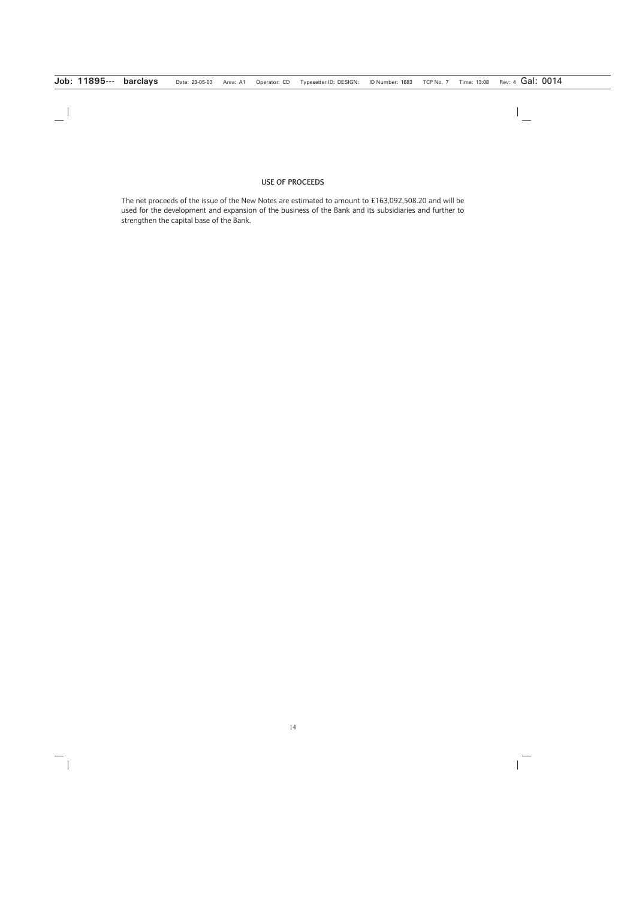## USE OF PROCEEDS

The net proceeds of the issue of the New Notes are estimated to amount to £163,092,508.20 and will be used for the development and expansion of the business of the Bank and its subsidiaries and further to strengthen the capital base of the Bank.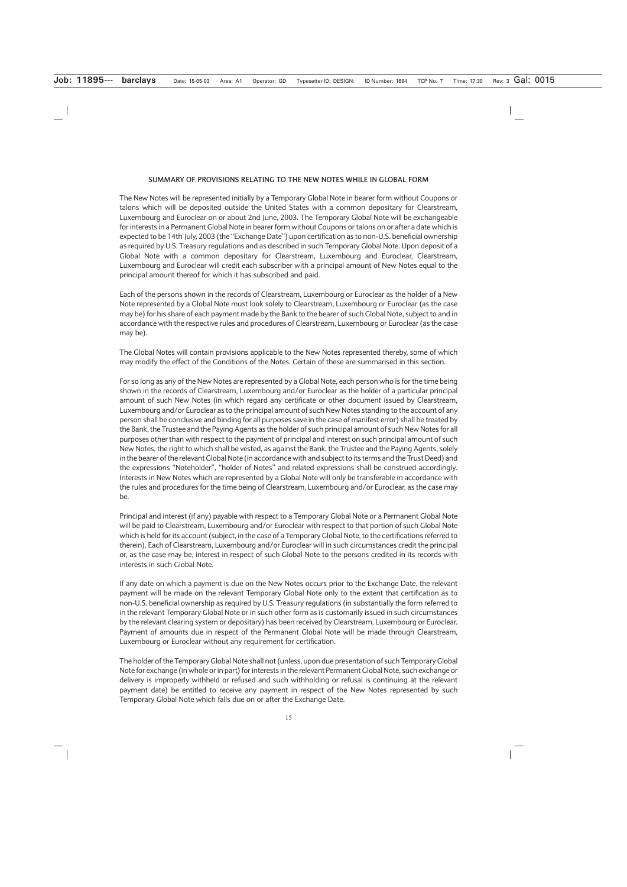## SUMMARY OF PROVISIONS RELATING TO THE NEW NOTES WHILE IN GLOBAL FORM

The New Notes will be represented initially by a Temporary Global Note in bearer form without Coupons or talons which will be deposited outside the United States with a common depositary for Clearstream, Luxembourg and Euroclear on or about 2nd June, 2003. The Temporary Global Note will be exchangeable for interests in a Permanent Global Note in bearer form without Coupons or talons on or after a date which is expected to be 14th July, 2003 (the "Exchange Date") upon certification as to non-U.S. beneficial ownership as required by U.S. Treasury regulations and as described in such Temporary Global Note. Upon deposit of a Global Note with a common depositary for Clearstream, Luxembourg and Euroclear, Clearstream, Luxembourg and Euroclear will credit each subscriber with a principal amount of New Notes equal to the principal amount thereof for which it has subscribed and paid.

Each of the persons shown in the records of Clearstream, Luxembourg or Euroclear as the holder of a New Note represented by a Global Note must look solely to Clearstream, Luxembourg or Euroclear (as the case may be) for his share of each payment made by the Bank to the bearer of such Global Note, subject to and in accordance with the respective rules and procedures of Clearstream, Luxembourg or Euroclear (as the case may be).

The Global Notes will contain provisions applicable to the New Notes represented thereby, some of which may modify the effect of the Conditions of the Notes. Certain of these are summarised in this section.

For so long as any of the New Notes are represented by a Global Note, each person who is for the time being shown in the records of Clearstream, Luxembourg and/or Euroclear as the holder of a particular principal amount of such New Notes (in which regard any certificate or other document issued by Clearstream, Luxembourg and/or Euroclear as to the principal amount of such New Notes standing to the account of any person shall be conclusive and binding for all purposes save in the case of manifest error) shall be treated by the Bank, the Trustee and the Paying Agents as the holder of such principal amount of such New Notes for all purposes other than with respect to the payment of principal and interest on such principal amount of such New Notes, the right to which shall be vested, as against the Bank, the Trustee and the Paying Agents, solely in the bearer of the relevant Global Note (in accordance with and subject to its terms and the Trust Deed) and the expressions "Noteholder", "holder of Notes" and related expressions shall be construed accordingly. Interests in New Notes which are represented by a Global Note will only be transferable in accordance with the rules and procedures for the time being of Clearstream, Luxembourg and/or Euroclear, as the case may be.

Principal and interest (if any) payable with respect to a Temporary Global Note or a Permanent Global Note will be paid to Clearstream, Luxembourg and/or Euroclear with respect to that portion of such Global Note which is held for its account (subject, in the case of a Temporary Global Note, to the certifications referred to therein). Each of Clearstream, Luxembourg and/or Euroclear will in such circumstances credit the principal or, as the case may be, interest in respect of such Global Note to the persons credited in its records with interests in such Global Note.

If any date on which a payment is due on the New Notes occurs prior to the Exchange Date, the relevant payment will be made on the relevant Temporary Global Note only to the extent that certification as to non-U.S. beneficial ownership as required by U.S. Treasury regulations (in substantially the form referred to in the relevant Temporary Global Note or in such other form as is customarily issued in such circumstances by the relevant clearing system or depositary) has been received by Clearstream, Luxembourg or Euroclear. Payment of amounts due in respect of the Permanent Global Note will be made through Clearstream, Luxembourg or Euroclear without any requirement for certification.

The holder of the Temporary Global Note shall not (unless, upon due presentation of such Temporary Global Note for exchange (in whole or in part) for interests in the relevant Permanent Global Note, such exchange or delivery is improperly withheld or refused and such withholding or refusal is continuing at the relevant payment date) be entitled to receive any payment in respect of the New Notes represented by such Temporary Global Note which falls due on or after the Exchange Date.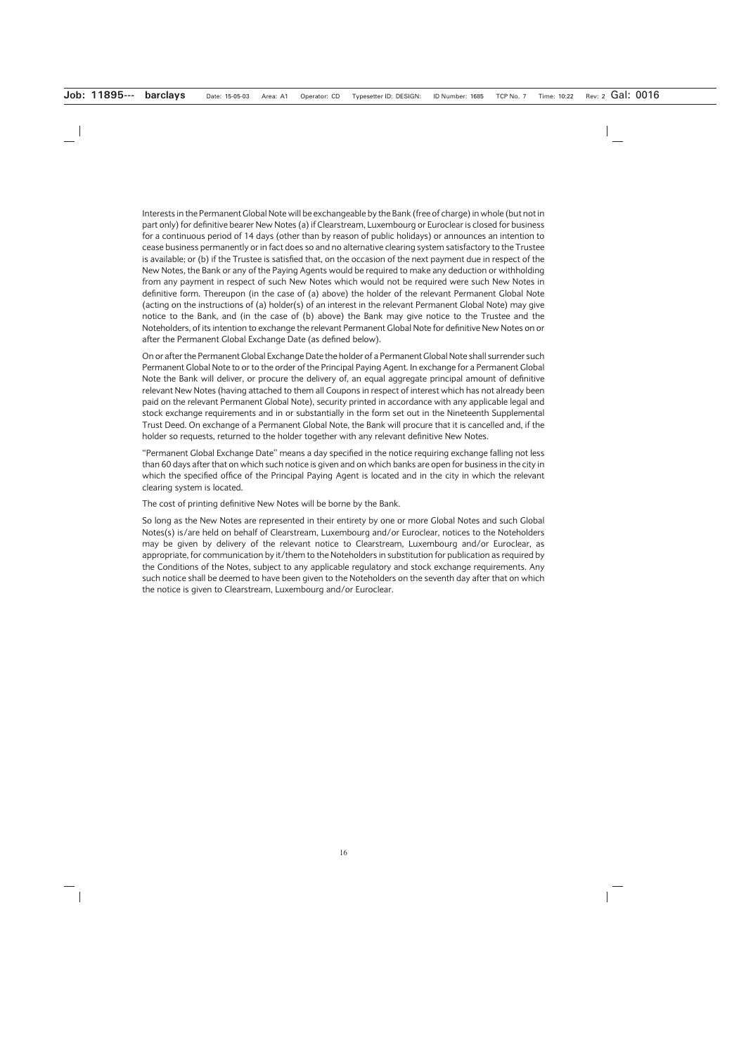Interests in the Permanent Global Note will be exchangeable by the Bank (free of charge) in whole (but not in part only) for definitive bearer New Notes (a) if Clearstream, Luxembourg or Euroclear is closed for business for a continuous period of 14 days (other than by reason of public holidays) or announces an intention to cease business permanently or in fact does so and no alternative clearing system satisfactory to the Trustee is available; or (b) if the Trustee is satisfied that, on the occasion of the next payment due in respect of the New Notes, the Bank or any of the Paying Agents would be required to make any deduction or withholding from any payment in respect of such New Notes which would not be required were such New Notes in definitive form. Thereupon (in the case of (a) above) the holder of the relevant Permanent Global Note (acting on the instructions of (a) holder(s) of an interest in the relevant Permanent Global Note) may give notice to the Bank, and (in the case of (b) above) the Bank may give notice to the Trustee and the Noteholders, of its intention to exchange the relevant Permanent Global Note for definitive New Notes on or after the Permanent Global Exchange Date (as defined below).

On or after the Permanent Global Exchange Date the holder of a Permanent Global Note shall surrender such Permanent Global Note to or to the order of the Principal Paying Agent. In exchange for a Permanent Global Note the Bank will deliver, or procure the delivery of, an equal aggregate principal amount of definitive relevant New Notes (having attached to them all Coupons in respect of interest which has not already been paid on the relevant Permanent Global Note), security printed in accordance with any applicable legal and stock exchange requirements and in or substantially in the form set out in the Nineteenth Supplemental Trust Deed. On exchange of a Permanent Global Note, the Bank will procure that it is cancelled and, if the holder so requests, returned to the holder together with any relevant definitive New Notes.

"Permanent Global Exchange Date" means a day specified in the notice requiring exchange falling not less than 60 days after that on which such notice is given and on which banks are open for business in the city in which the specified office of the Principal Paying Agent is located and in the city in which the relevant clearing system is located.

The cost of printing definitive New Notes will be borne by the Bank.

So long as the New Notes are represented in their entirety by one or more Global Notes and such Global Notes(s) is/are held on behalf of Clearstream, Luxembourg and/or Euroclear, notices to the Noteholders may be given by delivery of the relevant notice to Clearstream, Luxembourg and/or Euroclear, as appropriate, for communication by it/them to the Noteholders in substitution for publication as required by the Conditions of the Notes, subject to any applicable regulatory and stock exchange requirements. Any such notice shall be deemed to have been given to the Noteholders on the seventh day after that on which the notice is given to Clearstream, Luxembourg and/or Euroclear.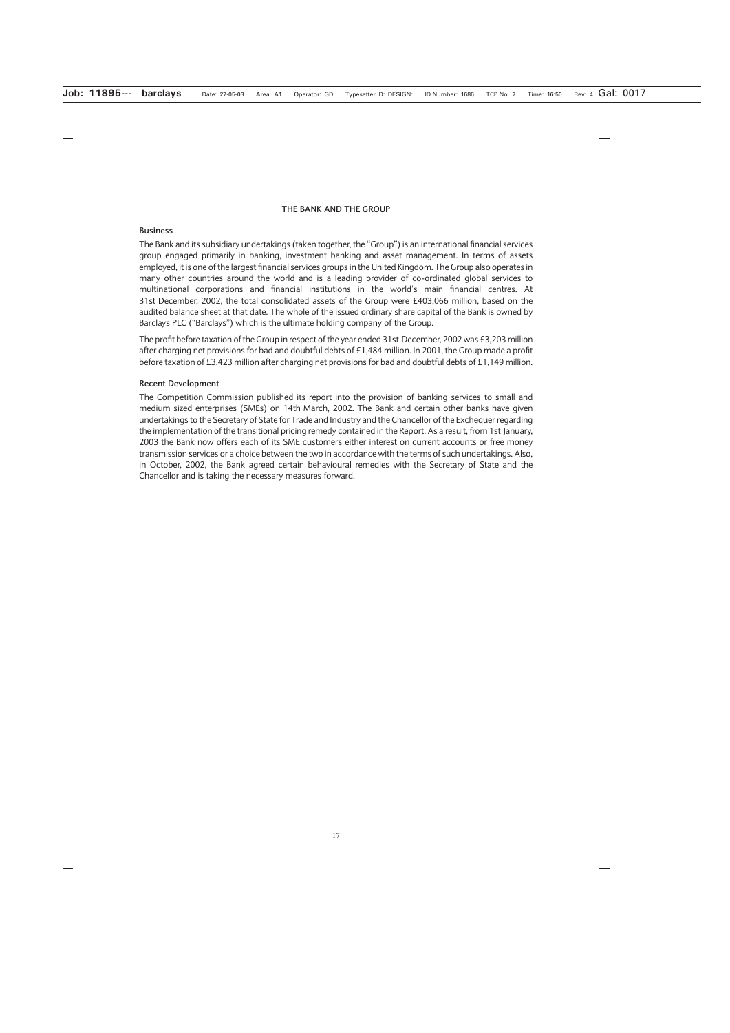# THE BANK AND THE GROUP

## Business

The Bank and its subsidiary undertakings (taken together, the "Group") is an international financial services group engaged primarily in banking, investment banking and asset management. In terms of assets employed, it is one of the largest financial services groups in the United Kingdom. The Group also operates in many other countries around the world and is a leading provider of co-ordinated global services to multinational corporations and financial institutions in the world's main financial centres. At 31st December, 2002, the total consolidated assets of the Group were £403,066 million, based on the audited balance sheet at that date. The whole of the issued ordinary share capital of the Bank is owned by Barclays PLC ("Barclays") which is the ultimate holding company of the Group.

The profit before taxation of the Group in respect of the year ended 31st December, 2002 was £3,203 million after charging net provisions for bad and doubtful debts of £1,484 million. In 2001, the Group made a profit before taxation of £3,423 million after charging net provisions for bad and doubtful debts of £1,149 million.

## Recent Development

The Competition Commission published its report into the provision of banking services to small and medium sized enterprises (SMEs) on 14th March, 2002. The Bank and certain other banks have given undertakings to the Secretary of State for Trade and Industry and the Chancellor of the Exchequer regarding the implementation of the transitional pricing remedy contained in the Report. As a result, from 1st January, 2003 the Bank now offers each of its SME customers either interest on current accounts or free money transmission services or a choice between the two in accordance with the terms of such undertakings. Also, in October, 2002, the Bank agreed certain behavioural remedies with the Secretary of State and the Chancellor and is taking the necessary measures forward.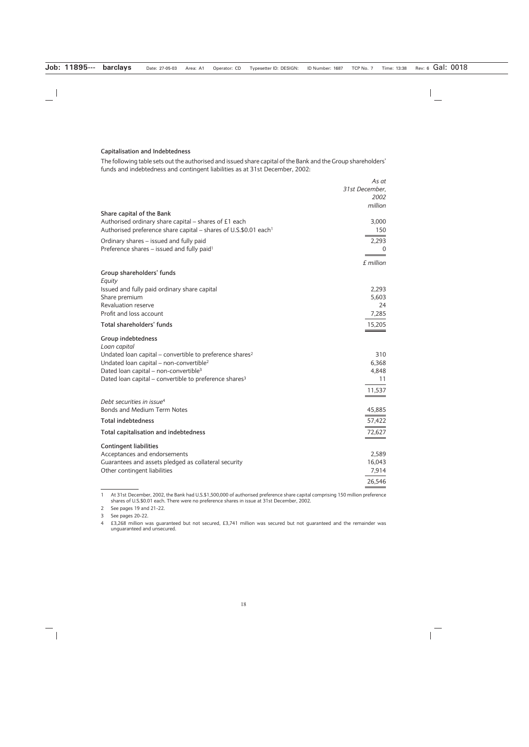### Capitalisation and Indebtedness

The following table sets out the authorised and issued share capital of the Bank and the Group shareholders' funds and indebtedness and contingent liabilities as at 31st December, 2002:

| | *As at 31st December, 2002* |
|---|---|
| | *million* |
| **Share capital of the Bank** | |
| Authorised ordinary share capital – shares of £1 each | 3,000 |
| Authorised preference share capital – shares of U.S.$0.01 each[1] | 150 |
| Ordinary shares – issued and fully paid | 2,293 |
| Preference shares – issued and fully paid[1] | 0 |
| | *£ million* |
| **Group shareholders' funds** | |
| *Equity* | |
| Issued and fully paid ordinary share capital | 2,293 |
| Share premium | 5,603 |
| Revaluation reserve | 24 |
| Profit and loss account | 7,285 |
| **Total shareholders' funds** | 15,205 |
| **Group indebtedness** | |
| *Loan capital* | |
| Undated loan capital – convertible to preference shares[2] | 310 |
| Undated loan capital – non-convertible[2] | 6,368 |
| Dated loan capital – non-convertible[3] | 4,848 |
| Dated loan capital – convertible to preference shares[3] | 11 |
| | 11,537 |
| *Debt securities in issue*[4] | |
| Bonds and Medium Term Notes | 45,885 |
| **Total indebtedness** | 57,422 |
| **Total capitalisation and indebtedness** | 72,627 |
| **Contingent liabilities** | |
| Acceptances and endorsements | 2,589 |
| Guarantees and assets pledged as collateral security | 16,043 |
| Other contingent liabilities | 7,914 |
| | 26,546 |

1 At 31st December, 2002, the Bank had U.S.$1,500,000 of authorised preference share capital comprising 150 million preference shares of U.S.$0.01 each. There were no preference shares in issue at 31st December, 2002.

2 See pages 19 and 21-22.

3 See pages 20-22.

4 £3,268 million was guaranteed but not secured, £3,741 million was secured but not guaranteed and the remainder was unguaranteed and unsecured.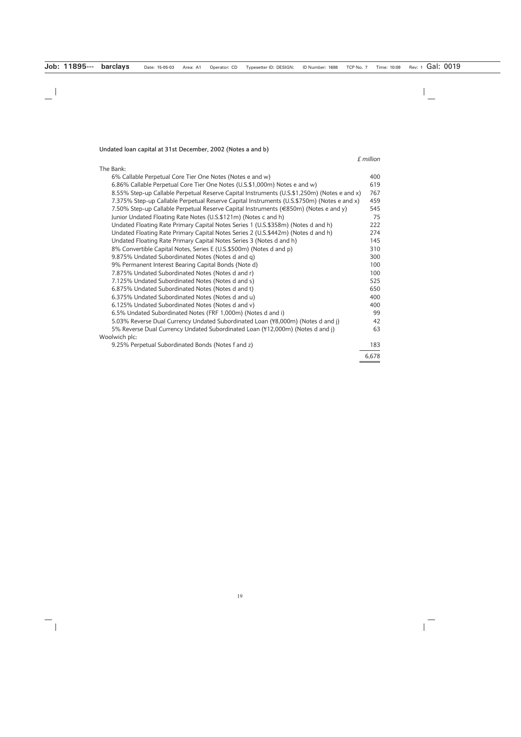**Undated loan capital at 31st December, 2002 (Notes a and b)**

| | *£ million* |
|---|---|
| The Bank: | |
| 6% Callable Perpetual Core Tier One Notes (Notes e and w) | 400 |
| 6.86% Callable Perpetual Core Tier One Notes (U.S.$1,000m) Notes e and w) | 619 |
| 8.55% Step-up Callable Perpetual Reserve Capital Instruments (U.S.$1,250m) (Notes e and x) | 767 |
| 7.375% Step-up Callable Perpetual Reserve Capital Instruments (U.S.$750m) (Notes e and x) | 459 |
| 7.50% Step-up Callable Perpetual Reserve Capital Instruments (€850m) (Notes e and y) | 545 |
| Junior Undated Floating Rate Notes (U.S.$121m) (Notes c and h) | 75 |
| Undated Floating Rate Primary Capital Notes Series 1 (U.S.$358m) (Notes d and h) | 222 |
| Undated Floating Rate Primary Capital Notes Series 2 (U.S.$442m) (Notes d and h) | 274 |
| Undated Floating Rate Primary Capital Notes Series 3 (Notes d and h) | 145 |
| 8% Convertible Capital Notes, Series E (U.S.$500m) (Notes d and p) | 310 |
| 9.875% Undated Subordinated Notes (Notes d and q) | 300 |
| 9% Permanent Interest Bearing Capital Bonds (Note d) | 100 |
| 7.875% Undated Subordinated Notes (Notes d and r) | 100 |
| 7.125% Undated Subordinated Notes (Notes d and s) | 525 |
| 6.875% Undated Subordinated Notes (Notes d and t) | 650 |
| 6.375% Undated Subordinated Notes (Notes d and u) | 400 |
| 6.125% Undated Subordinated Notes (Notes d and v) | 400 |
| 6.5% Undated Subordinated Notes (FRF 1,000m) (Notes d and i) | 99 |
| 5.03% Reverse Dual Currency Undated Subordinated Loan (¥8,000m) (Notes d and j) | 42 |
| 5% Reverse Dual Currency Undated Subordinated Loan (¥12,000m) (Notes d and j) | 63 |
| Woolwich plc: | |
| 9.25% Perpetual Subordinated Bonds (Notes f and z) | 183 |
| | 6,678 |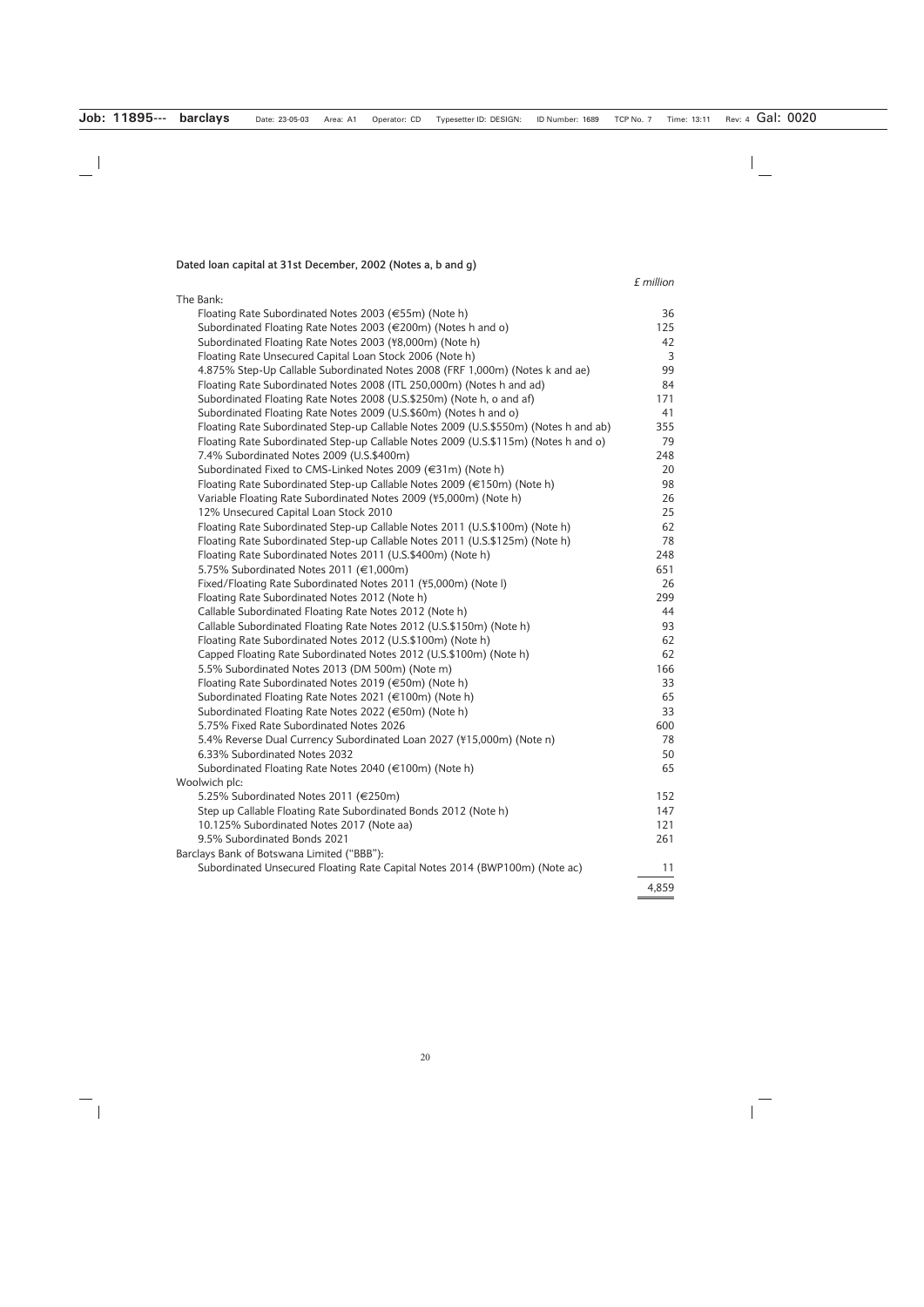**Dated loan capital at 31st December, 2002 (Notes a, b and g)**

| | *£ million* |
|---|---|
| The Bank: | |
| Floating Rate Subordinated Notes 2003 (€55m) (Note h) | 36 |
| Subordinated Floating Rate Notes 2003 (€200m) (Notes h and o) | 125 |
| Subordinated Floating Rate Notes 2003 (¥8,000m) (Note h) | 42 |
| Floating Rate Unsecured Capital Loan Stock 2006 (Note h) | 3 |
| 4.875% Step-Up Callable Subordinated Notes 2008 (FRF 1,000m) (Notes k and ae) | 99 |
| Floating Rate Subordinated Notes 2008 (ITL 250,000m) (Notes h and ad) | 84 |
| Subordinated Floating Rate Notes 2008 (U.S.$250m) (Note h, o and af) | 171 |
| Subordinated Floating Rate Notes 2009 (U.S.$60m) (Notes h and o) | 41 |
| Floating Rate Subordinated Step-up Callable Notes 2009 (U.S.$550m) (Notes h and ab) | 355 |
| Floating Rate Subordinated Step-up Callable Notes 2009 (U.S.$115m) (Notes h and o) | 79 |
| 7.4% Subordinated Notes 2009 (U.S.$400m) | 248 |
| Subordinated Fixed to CMS-Linked Notes 2009 (€31m) (Note h) | 20 |
| Floating Rate Subordinated Step-up Callable Notes 2009 (€150m) (Note h) | 98 |
| Variable Floating Rate Subordinated Notes 2009 (¥5,000m) (Note h) | 26 |
| 12% Unsecured Capital Loan Stock 2010 | 25 |
| Floating Rate Subordinated Step-up Callable Notes 2011 (U.S.$100m) (Note h) | 62 |
| Floating Rate Subordinated Step-up Callable Notes 2011 (U.S.$125m) (Note h) | 78 |
| Floating Rate Subordinated Notes 2011 (U.S.$400m) (Note h) | 248 |
| 5.75% Subordinated Notes 2011 (€1,000m) | 651 |
| Fixed/Floating Rate Subordinated Notes 2011 (¥5,000m) (Note l) | 26 |
| Floating Rate Subordinated Notes 2012 (Note h) | 299 |
| Callable Subordinated Floating Rate Notes 2012 (Note h) | 44 |
| Callable Subordinated Floating Rate Notes 2012 (U.S.$150m) (Note h) | 93 |
| Floating Rate Subordinated Notes 2012 (U.S.$100m) (Note h) | 62 |
| Capped Floating Rate Subordinated Notes 2012 (U.S.$100m) (Note h) | 62 |
| 5.5% Subordinated Notes 2013 (DM 500m) (Note m) | 166 |
| Floating Rate Subordinated Notes 2019 (€50m) (Note h) | 33 |
| Subordinated Floating Rate Notes 2021 (€100m) (Note h) | 65 |
| Subordinated Floating Rate Notes 2022 (€50m) (Note h) | 33 |
| 5.75% Fixed Rate Subordinated Notes 2026 | 600 |
| 5.4% Reverse Dual Currency Subordinated Loan 2027 (¥15,000m) (Note n) | 78 |
| 6.33% Subordinated Notes 2032 | 50 |
| Subordinated Floating Rate Notes 2040 (€100m) (Note h) | 65 |
| Woolwich plc: | |
| 5.25% Subordinated Notes 2011 (€250m) | 152 |
| Step up Callable Floating Rate Subordinated Bonds 2012 (Note h) | 147 |
| 10.125% Subordinated Notes 2017 (Note aa) | 121 |
| 9.5% Subordinated Bonds 2021 | 261 |
| Barclays Bank of Botswana Limited ("BBB"): | |
| Subordinated Unsecured Floating Rate Capital Notes 2014 (BWP100m) (Note ac) | 11 |
| | 4,859 |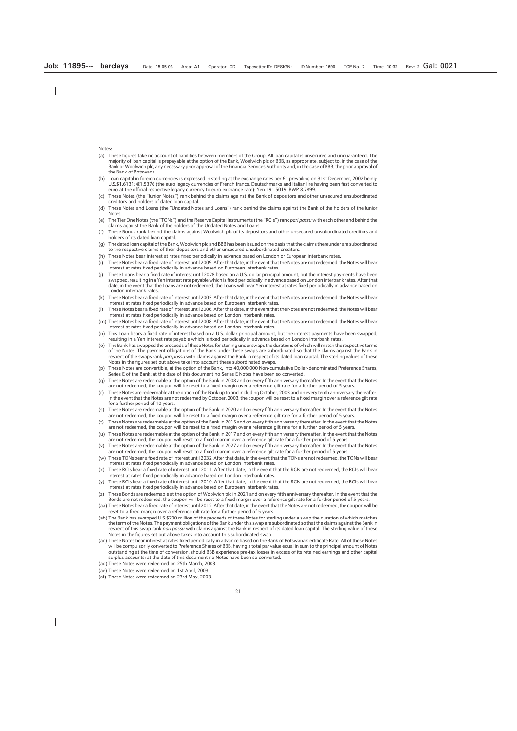Notes:

(a) These figures take no account of liabilities between members of the Group. All loan capital is unsecured and unguaranteed. The majority of loan capital is prepayable at the option of the Bank, Woolwich plc or BBB, as appropriate, subject to, in the case of the Bank or Woolwich plc, any necessary prior approval of the Financial Services Authority and, in the case of BBB, the prior approval of the Bank of Botswana.

(b) Loan capital in foreign currencies is expressed in sterling at the exchange rates per £1 prevailing on 31st December, 2002 being: U.S.$1.6131; €1.5376 (the euro legacy currencies of French francs, Deutschmarks and Italian lire having been first converted to euro at the official respective legacy currency to euro exchange rate); Yen 191.5019; BWP 8.7899.

(c) These Notes (the "Junior Notes") rank behind the claims against the Bank of depositors and other unsecured unsubordinated creditors and holders of dated loan capital.

(d) These Notes and Loans (the "Undated Notes and Loans") rank behind the claims against the Bank of the holders of the Junior Notes.

(e) The Tier One Notes (the "TONs") and the Reserve Capital Instruments (the "RCIs") rank *pari passu* with each other and behind the claims against the Bank of the holders of the Undated Notes and Loans.

(f) These Bonds rank behind the claims against Woolwich plc of its depositors and other unsecured unsubordinated creditors and holders of its dated loan capital.

(g) The dated loan capital of the Bank, Woolwich plc and BBB has been issued on the basis that the claims thereunder are subordinated to the respective claims of their depositors and other unsecured unsubordinated creditors.

(h) These Notes bear interest at rates fixed periodically in advance based on London or European interbank rates.

(i) These Notes bear a fixed rate of interest until 2009. After that date, in the event that the Notes are not redeemed, the Notes will bear interest at rates fixed periodically in advance based on European interbank rates.

(j) These Loans bear a fixed rate of interest until 2028 based on a U.S. dollar principal amount, but the interest payments have been swapped, resulting in a Yen interest rate payable which is fixed periodically in advance based on London interbank rates. After that date, in the event that the Loans are not redeemed, the Loans will bear Yen interest at rates fixed periodically in advance based on London interbank rates.

(k) These Notes bear a fixed rate of interest until 2003. After that date, in the event that the Notes are not redeemed, the Notes will bear interest at rates fixed periodically in advance based on European interbank rates.

(l) These Notes bear a fixed rate of interest until 2006. After that date, in the event that the Notes are not redeemed, the Notes will bear interest at rates fixed periodically in advance based on London interbank rates.

(m) These Notes bear a fixed rate of interest until 2008. After that date, in the event that the Notes are not redeemed, the Notes will bear interest at rates fixed periodically in advance based on London interbank rates.

(n) This Loan bears a fixed rate of interest based on a U.S. dollar principal amount, but the interest payments have been swapped, resulting in a Yen interest rate payable which is fixed periodically in advance based on London interbank rates.

(o) The Bank has swapped the proceeds of these Notes for sterling under swaps the durations of which will match the respective terms of the Notes. The payment obligations of the Bank under these swaps are subordinated so that the claims against the Bank in respect of the swaps rank *pari passu* with claims against the Bank in respect of its dated loan capital. The sterling values of these Notes in the figures set out above take into account these subordinated swaps.

(p) These Notes are convertible, at the option of the Bank, into 40,000,000 Non-cumulative Dollar-denominated Preference Shares, Series E of the Bank; at the date of this document no Series E Notes have been so converted.

(q) These Notes are redeemable at the option of the Bank in 2008 and on every fifth anniversary thereafter. In the event that the Notes are not redeemed, the coupon will be reset to a fixed margin over a reference gilt rate for a further period of 5 years.

(r) These Notes are redeemable at the option of the Bank up to and including October, 2003 and on every tenth anniversary thereafter. In the event that the Notes are not redeemed by October, 2003, the coupon will be reset to a fixed margin over a reference gilt rate for a further period of 10 years.

(s) These Notes are redeemable at the option of the Bank in 2020 and on every fifth anniversary thereafter. In the event that the Notes are not redeemed, the coupon will be reset to a fixed margin over a reference gilt rate for a further period of 5 years.

(t) These Notes are redeemable at the option of the Bank in 2015 and on every fifth anniversary thereafter. In the event that the Notes are not redeemed, the coupon will be reset to a fixed margin over a reference gilt rate for a further period of 5 years.

(u) These Notes are redeemable at the option of the Bank in 2017 and on every fifth anniversary thereafter. In the event that the Notes are not redeemed, the coupon will reset to a fixed margin over a reference gilt rate for a further period of 5 years.

(v) These Notes are redeemable at the option of the Bank in 2027 and on every fifth anniversary thereafter. In the event that the Notes are not redeemed, the coupon will reset to a fixed margin over a reference gilt rate for a further period of 5 years.

(w) These TONs bear a fixed rate of interest until 2032. After that date, in the event that the TONs are not redeemed, the TONs will bear interest at rates fixed periodically in advance based on London interbank rates.

(x) These RCIs bear a fixed rate of interest until 2011. After that date, in the event that the RCIs are not redeemed, the RCIs will bear interest at rates fixed periodically in advance based on London interbank rates.

(y) These RCIs bear a fixed rate of interest until 2010. After that date, in the event that the RCIs are not redeemed, the RCIs will bear interest at rates fixed periodically in advance based on European interbank rates.

(z) These Bonds are redeemable at the option of Woolwich plc in 2021 and on every fifth anniversary thereafter. In the event that the Bonds are not redeemed, the coupon will be reset to a fixed margin over a reference gilt rate for a further period of 5 years.

(aa) These Notes bear a fixed rate of interest until 2012. After that date, in the event that the Notes are not redeemed, the coupon will be reset to a fixed margin over a reference gilt rate for a further period of 5 years.

(ab) The Bank has swapped U.S.$200 million of the proceeds of these Notes for sterling under a swap the duration of which matches the term of the Notes. The payment obligations of the Bank under this swap are subordinated so that the claims against the Bank in respect of this swap rank *pari passu* with claims against the Bank in respect of its dated loan capital. The sterling value of these Notes in the figures set out above takes into account this subordinated swap.

(ac) These Notes bear interest at rates fixed periodically in advance based on the Bank of Botswana Certificate Rate. All of these Notes will be compulsorily converted to Preference Shares of BBB, having a total par value equal in sum to the principal amount of Notes outstanding at the time of conversion, should BBB experience pre-tax losses in excess of its retained earnings and other capital surplus accounts; at the date of this document no Notes have been so converted.

(ad) These Notes were redeemed on 25th March, 2003.

(ae) These Notes were redeemed on 1st April, 2003.

(af) These Notes were redeemed on 23rd May, 2003.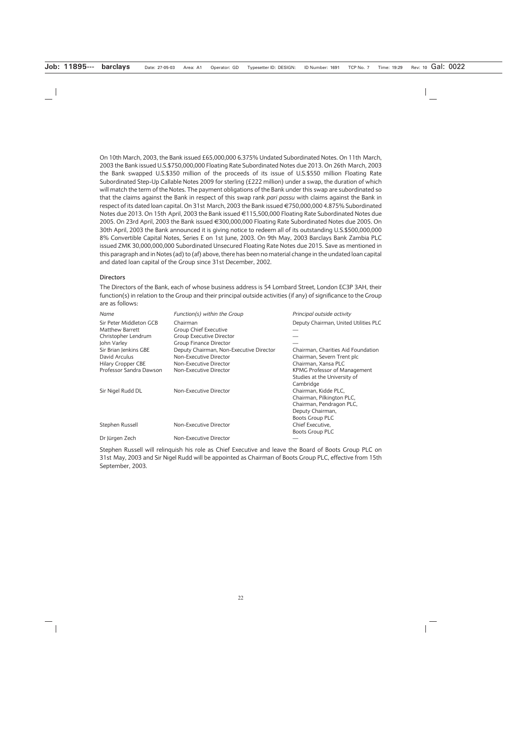On 10th March, 2003, the Bank issued £65,000,000 6.375% Undated Subordinated Notes. On 11th March, 2003 the Bank issued U.S.$750,000,000 Floating Rate Subordinated Notes due 2013. On 26th March, 2003 the Bank swapped U.S.$350 million of the proceeds of its issue of U.S.$550 million Floating Rate Subordinated Step-Up Callable Notes 2009 for sterling (£222 million) under a swap, the duration of which will match the term of the Notes. The payment obligations of the Bank under this swap are subordinated so that the claims against the Bank in respect of this swap rank *pari passu* with claims against the Bank in respect of its dated loan capital. On 31st March, 2003 the Bank issued €750,000,000 4.875% Subordinated Notes due 2013. On 15th April, 2003 the Bank issued €115,500,000 Floating Rate Subordinated Notes due 2005. On 23rd April, 2003 the Bank issued €300,000,000 Floating Rate Subordinated Notes due 2005. On 30th April, 2003 the Bank announced it is giving notice to redeem all of its outstanding U.S.$500,000,000 8% Convertible Capital Notes, Series E on 1st June, 2003. On 9th May, 2003 Barclays Bank Zambia PLC issued ZMK 30,000,000,000 Subordinated Unsecured Floating Rate Notes due 2015. Save as mentioned in this paragraph and in Notes (ad) to (af) above, there has been no material change in the undated loan capital and dated loan capital of the Group since 31st December, 2002.

### Directors

The Directors of the Bank, each of whose business address is 54 Lombard Street, London EC3P 3AH, their function(s) in relation to the Group and their principal outside activities (if any) of significance to the Group are as follows:

| *Name* | *Function(s) within the Group* | *Principal outside activity* |
|---|---|---|
| Sir Peter Middleton GCB | Chairman | Deputy Chairman, United Utilities PLC |
| Matthew Barrett | Group Chief Executive | — |
| Christopher Lendrum | Group Executive Director | — |
| John Varley | Group Finance Director | — |
| Sir Brian Jenkins GBE | Deputy Chairman, Non-Executive Director | Chairman, Charities Aid Foundation |
| David Arculus | Non-Executive Director | Chairman, Severn Trent plc |
| Hilary Cropper CBE | Non-Executive Director | Chairman, Xansa PLC |
| Professor Sandra Dawson | Non-Executive Director | KPMG Professor of Management Studies at the University of Cambridge |
| Sir Nigel Rudd DL | Non-Executive Director | Chairman, Kidde PLC, Chairman, Pilkington PLC, Chairman, Pendragon PLC, Deputy Chairman, Boots Group PLC |
| Stephen Russell | Non-Executive Director | Chief Executive, Boots Group PLC |
| Dr Jürgen Zech | Non-Executive Director | — |

Stephen Russell will relinquish his role as Chief Executive and leave the Board of Boots Group PLC on 31st May, 2003 and Sir Nigel Rudd will be appointed as Chairman of Boots Group PLC, effective from 15th September, 2003.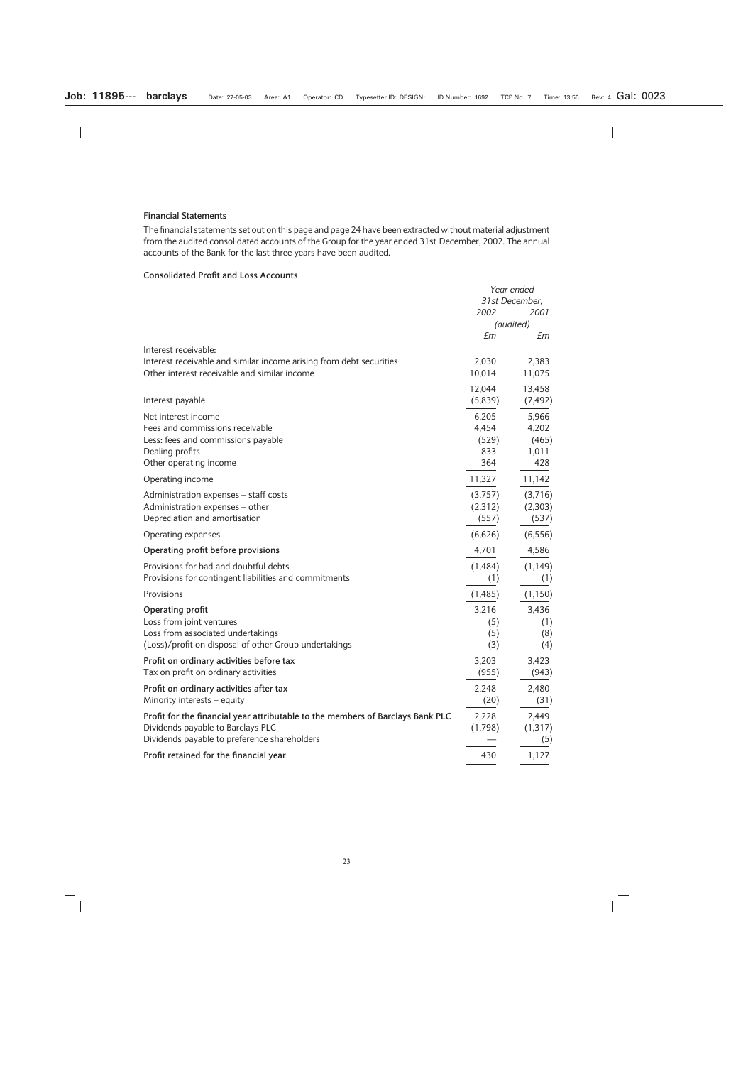### Financial Statements

The financial statements set out on this page and page 24 have been extracted without material adjustment from the audited consolidated accounts of the Group for the year ended 31st December, 2002. The annual accounts of the Bank for the last three years have been audited.

### Consolidated Profit and Loss Accounts

| | *Year ended 31st December,* | |
|---|---|---|
| | *2002* | *2001* |
| | *(audited)* | |
| | *£m* | *£m* |
| Interest receivable: | | |
| Interest receivable and similar income arising from debt securities | 2,030 | 2,383 |
| Other interest receivable and similar income | 10,014 | 11,075 |
| | 12,044 | 13,458 |
| Interest payable | (5,839) | (7,492) |
| Net interest income | 6,205 | 5,966 |
| Fees and commissions receivable | 4,454 | 4,202 |
| Less: fees and commissions payable | (529) | (465) |
| Dealing profits | 833 | 1,011 |
| Other operating income | 364 | 428 |
| Operating income | 11,327 | 11,142 |
| Administration expenses – staff costs | (3,757) | (3,716) |
| Administration expenses – other | (2,312) | (2,303) |
| Depreciation and amortisation | (557) | (537) |
| Operating expenses | (6,626) | (6,556) |
| **Operating profit before provisions** | 4,701 | 4,586 |
| Provisions for bad and doubtful debts | (1,484) | (1,149) |
| Provisions for contingent liabilities and commitments | (1) | (1) |
| Provisions | (1,485) | (1,150) |
| **Operating profit** | 3,216 | 3,436 |
| Loss from joint ventures | (5) | (1) |
| Loss from associated undertakings | (5) | (8) |
| (Loss)/profit on disposal of other Group undertakings | (3) | (4) |
| **Profit on ordinary activities before tax** | 3,203 | 3,423 |
| Tax on profit on ordinary activities | (955) | (943) |
| **Profit on ordinary activities after tax** | 2,248 | 2,480 |
| Minority interests – equity | (20) | (31) |
| **Profit for the financial year attributable to the members of Barclays Bank PLC** | 2,228 | 2,449 |
| Dividends payable to Barclays PLC | (1,798) | (1,317) |
| Dividends payable to preference shareholders | — | (5) |
| **Profit retained for the financial year** | 430 | 1,127 |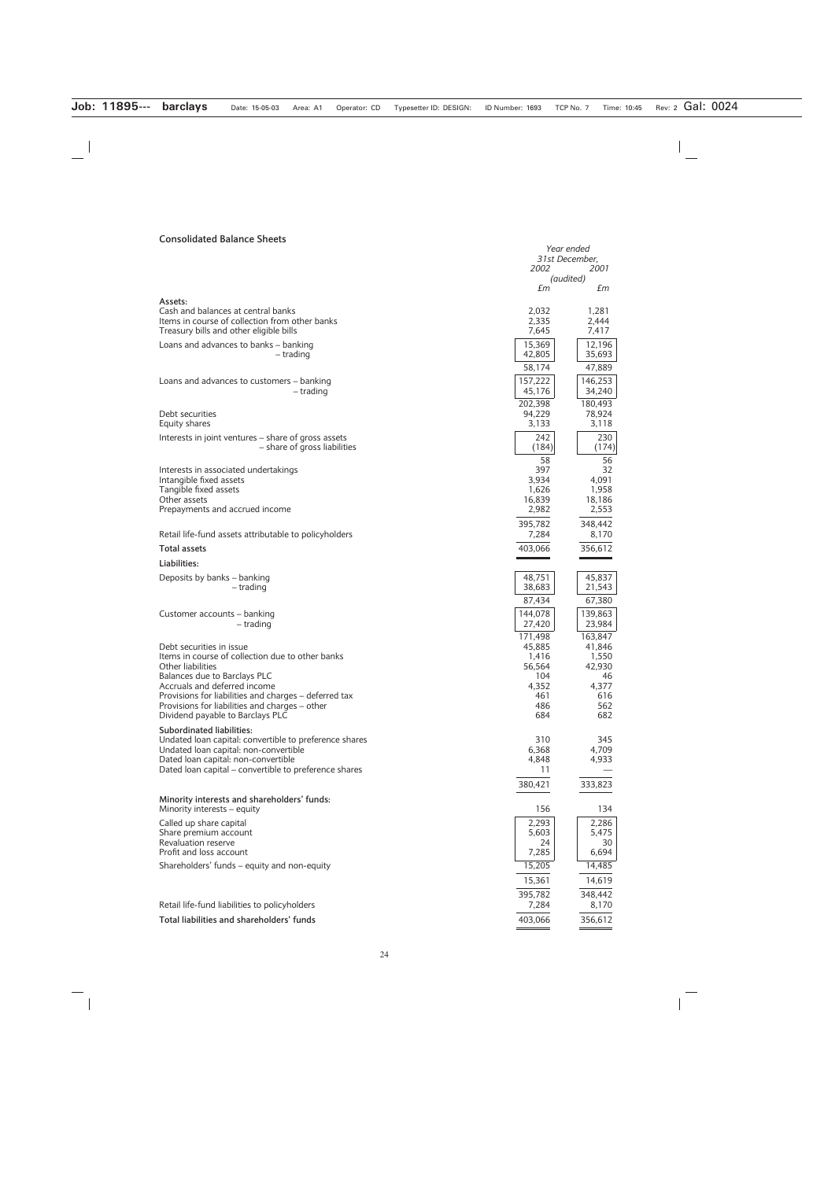## Consolidated Balance Sheets

| | *Year ended 31st December,* 2002 | 2001 |
|---|---|---|
| | *(audited)* | |
| | £m | £m |
| **Assets:** | | |
| Cash and balances at central banks | 2,032 | 1,281 |
| Items in course of collection from other banks | 2,335 | 2,444 |
| Treasury bills and other eligible bills | 7,645 | 7,417 |
| Loans and advances to banks – banking | 15,369 | 12,196 |
| – trading | 42,805 | 35,693 |
| | 58,174 | 47,889 |
| Loans and advances to customers – banking | 157,222 | 146,253 |
| – trading | 45,176 | 34,240 |
| | 202,398 | 180,493 |
| Debt securities | 94,229 | 78,924 |
| Equity shares | 3,133 | 3,118 |
| Interests in joint ventures – share of gross assets | 242 | 230 |
| – share of gross liabilities | (184) | (174) |
| | 58 | 56 |
| Interests in associated undertakings | 397 | 32 |
| Intangible fixed assets | 3,934 | 4,091 |
| Tangible fixed assets | 1,626 | 1,958 |
| Other assets | 16,839 | 18,186 |
| Prepayments and accrued income | 2,982 | 2,553 |
| | 395,782 | 348,442 |
| Retail life-fund assets attributable to policyholders | 7,284 | 8,170 |
| **Total assets** | 403,066 | 356,612 |
| **Liabilities:** | | |
| Deposits by banks – banking | 48,751 | 45,837 |
| – trading | 38,683 | 21,543 |
| | 87,434 | 67,380 |
| Customer accounts – banking | 144,078 | 139,863 |
| – trading | 27,420 | 23,984 |
| | 171,498 | 163,847 |
| Debt securities in issue | 45,885 | 41,846 |
| Items in course of collection due to other banks | 1,416 | 1,550 |
| Other liabilities | 56,564 | 42,930 |
| Balances due to Barclays PLC | 104 | 46 |
| Accruals and deferred income | 4,352 | 4,377 |
| Provisions for liabilities and charges – deferred tax | 461 | 616 |
| Provisions for liabilities and charges – other | 486 | 562 |
| Dividend payable to Barclays PLC | 684 | 682 |
| **Subordinated liabilities:** | | |
| Undated loan capital: convertible to preference shares | 310 | 345 |
| Undated loan capital: non-convertible | 6,368 | 4,709 |
| Dated loan capital: non-convertible | 4,848 | 4,933 |
| Dated loan capital – convertible to preference shares | 11 | — |
| | 380,421 | 333,823 |
| **Minority interests and shareholders' funds:** | | |
| Minority interests – equity | 156 | 134 |
| Called up share capital | 2,293 | 2,286 |
| Share premium account | 5,603 | 5,475 |
| Revaluation reserve | 24 | 30 |
| Profit and loss account | 7,285 | 6,694 |
| Shareholders' funds – equity and non-equity | 15,205 | 14,485 |
| | 15,361 | 14,619 |
| | 395,782 | 348,442 |
| Retail life-fund liabilities to policyholders | 7,284 | 8,170 |
| **Total liabilities and shareholders' funds** | 403,066 | 356,612 |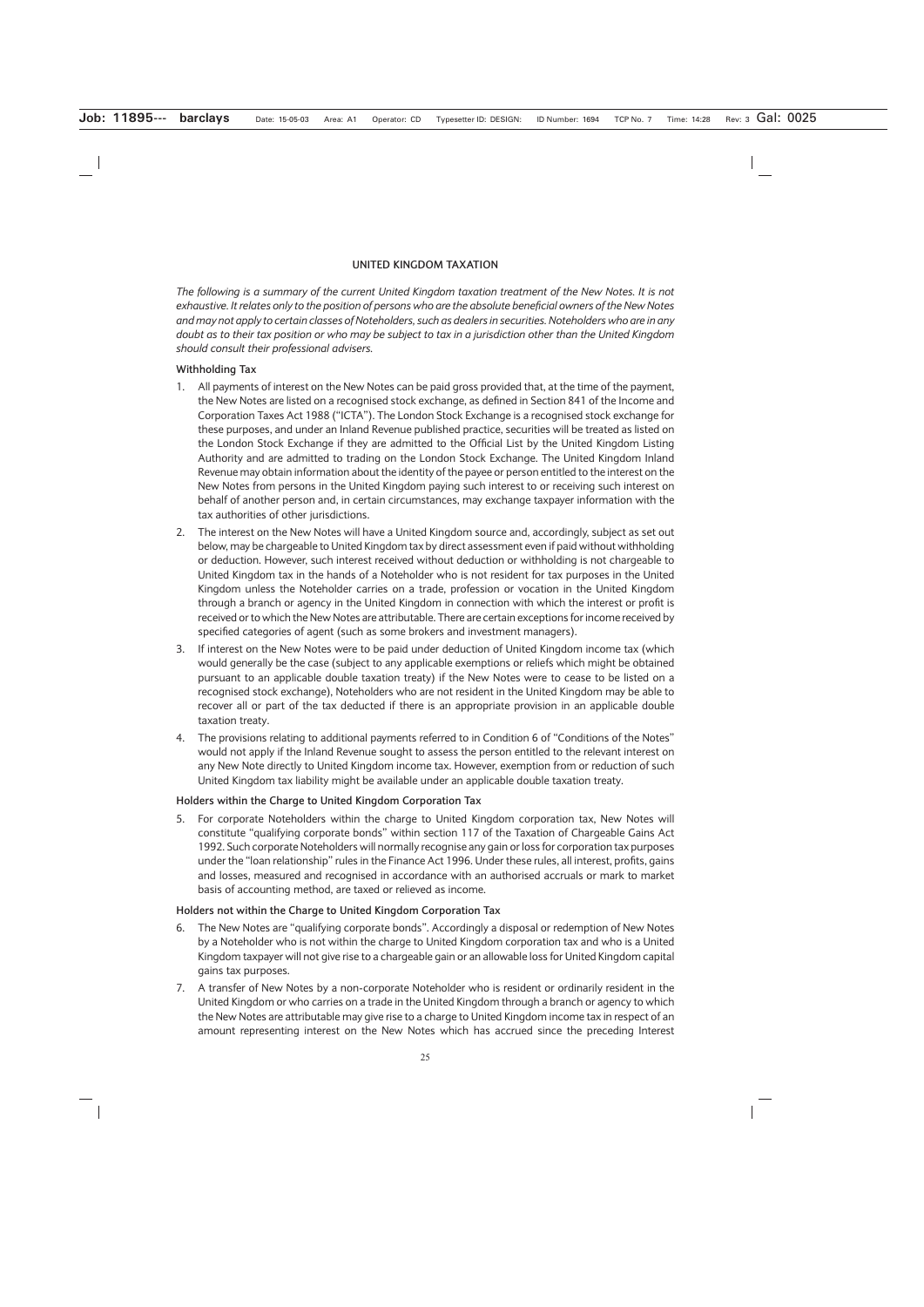## UNITED KINGDOM TAXATION

*The following is a summary of the current United Kingdom taxation treatment of the New Notes. It is not exhaustive. It relates only to the position of persons who are the absolute beneficial owners of the New Notes and may not apply to certain classes of Noteholders, such as dealers in securities. Noteholders who are in any doubt as to their tax position or who may be subject to tax in a jurisdiction other than the United Kingdom should consult their professional advisers.*

### Withholding Tax

1. All payments of interest on the New Notes can be paid gross provided that, at the time of the payment, the New Notes are listed on a recognised stock exchange, as defined in Section 841 of the Income and Corporation Taxes Act 1988 ("ICTA"). The London Stock Exchange is a recognised stock exchange for these purposes, and under an Inland Revenue published practice, securities will be treated as listed on the London Stock Exchange if they are admitted to the Official List by the United Kingdom Listing Authority and are admitted to trading on the London Stock Exchange. The United Kingdom Inland Revenue may obtain information about the identity of the payee or person entitled to the interest on the New Notes from persons in the United Kingdom paying such interest to or receiving such interest on behalf of another person and, in certain circumstances, may exchange taxpayer information with the tax authorities of other jurisdictions.
2. The interest on the New Notes will have a United Kingdom source and, accordingly, subject as set out below, may be chargeable to United Kingdom tax by direct assessment even if paid without withholding or deduction. However, such interest received without deduction or withholding is not chargeable to United Kingdom tax in the hands of a Noteholder who is not resident for tax purposes in the United Kingdom unless the Noteholder carries on a trade, profession or vocation in the United Kingdom through a branch or agency in the United Kingdom in connection with which the interest or profit is received or to which the New Notes are attributable. There are certain exceptions for income received by specified categories of agent (such as some brokers and investment managers).
3. If interest on the New Notes were to be paid under deduction of United Kingdom income tax (which would generally be the case (subject to any applicable exemptions or reliefs which might be obtained pursuant to an applicable double taxation treaty) if the New Notes were to cease to be listed on a recognised stock exchange), Noteholders who are not resident in the United Kingdom may be able to recover all or part of the tax deducted if there is an appropriate provision in an applicable double taxation treaty.
4. The provisions relating to additional payments referred to in Condition 6 of "Conditions of the Notes" would not apply if the Inland Revenue sought to assess the person entitled to the relevant interest on any New Note directly to United Kingdom income tax. However, exemption from or reduction of such United Kingdom tax liability might be available under an applicable double taxation treaty.

### Holders within the Charge to United Kingdom Corporation Tax

5. For corporate Noteholders within the charge to United Kingdom corporation tax, New Notes will constitute "qualifying corporate bonds" within section 117 of the Taxation of Chargeable Gains Act 1992. Such corporate Noteholders will normally recognise any gain or loss for corporation tax purposes under the "loan relationship" rules in the Finance Act 1996. Under these rules, all interest, profits, gains and losses, measured and recognised in accordance with an authorised accruals or mark to market basis of accounting method, are taxed or relieved as income.

### Holders not within the Charge to United Kingdom Corporation Tax

6. The New Notes are "qualifying corporate bonds". Accordingly a disposal or redemption of New Notes by a Noteholder who is not within the charge to United Kingdom corporation tax and who is a United Kingdom taxpayer will not give rise to a chargeable gain or an allowable loss for United Kingdom capital gains tax purposes.
7. A transfer of New Notes by a non-corporate Noteholder who is resident or ordinarily resident in the United Kingdom or who carries on a trade in the United Kingdom through a branch or agency to which the New Notes are attributable may give rise to a charge to United Kingdom income tax in respect of an amount representing interest on the New Notes which has accrued since the preceding Interest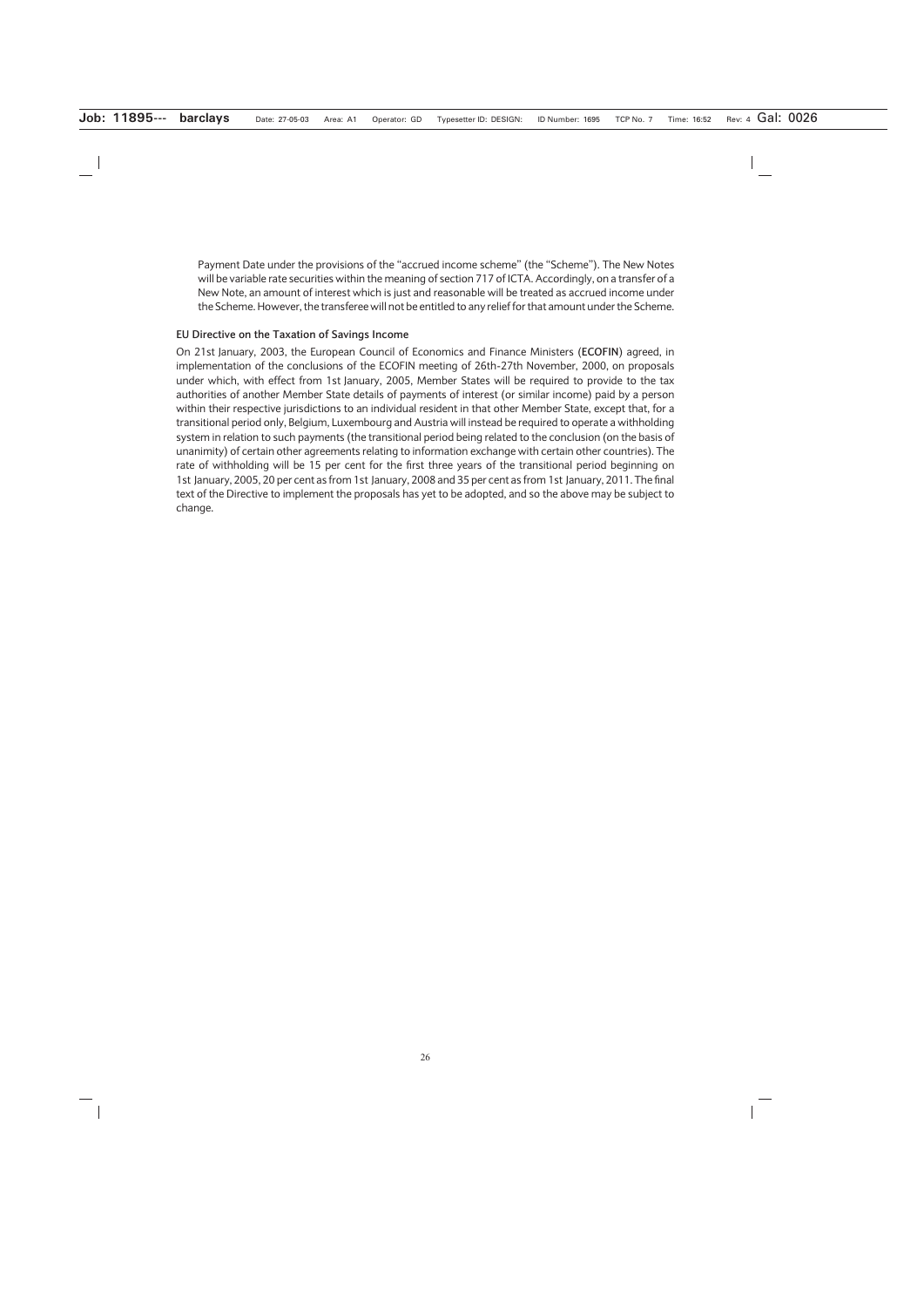Payment Date under the provisions of the "accrued income scheme" (the "Scheme"). The New Notes will be variable rate securities within the meaning of section 717 of ICTA. Accordingly, on a transfer of a New Note, an amount of interest which is just and reasonable will be treated as accrued income under the Scheme. However, the transferee will not be entitled to any relief for that amount under the Scheme.

### EU Directive on the Taxation of Savings Income

On 21st January, 2003, the European Council of Economics and Finance Ministers (**ECOFIN**) agreed, in implementation of the conclusions of the ECOFIN meeting of 26th-27th November, 2000, on proposals under which, with effect from 1st January, 2005, Member States will be required to provide to the tax authorities of another Member State details of payments of interest (or similar income) paid by a person within their respective jurisdictions to an individual resident in that other Member State, except that, for a transitional period only, Belgium, Luxembourg and Austria will instead be required to operate a withholding system in relation to such payments (the transitional period being related to the conclusion (on the basis of unanimity) of certain other agreements relating to information exchange with certain other countries). The rate of withholding will be 15 per cent for the first three years of the transitional period beginning on 1st January, 2005, 20 per cent as from 1st January, 2008 and 35 per cent as from 1st January, 2011. The final text of the Directive to implement the proposals has yet to be adopted, and so the above may be subject to change.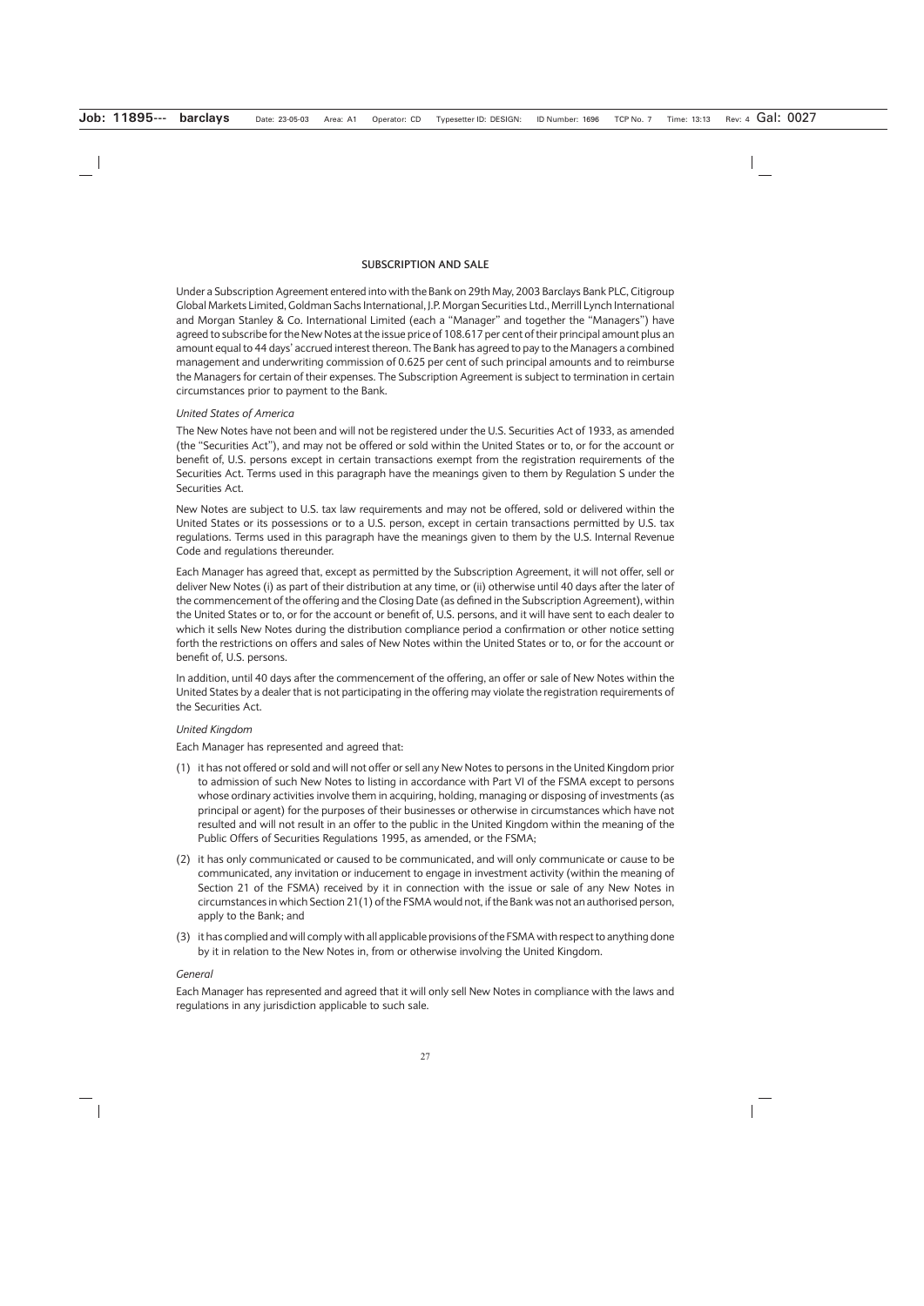## SUBSCRIPTION AND SALE

Under a Subscription Agreement entered into with the Bank on 29th May, 2003 Barclays Bank PLC, Citigroup Global Markets Limited, Goldman Sachs International, J.P. Morgan Securities Ltd., Merrill Lynch International and Morgan Stanley & Co. International Limited (each a "Manager" and together the "Managers") have agreed to subscribe for the New Notes at the issue price of 108.617 per cent of their principal amount plus an amount equal to 44 days' accrued interest thereon. The Bank has agreed to pay to the Managers a combined management and underwriting commission of 0.625 per cent of such principal amounts and to reimburse the Managers for certain of their expenses. The Subscription Agreement is subject to termination in certain circumstances prior to payment to the Bank.

*United States of America*

The New Notes have not been and will not be registered under the U.S. Securities Act of 1933, as amended (the "Securities Act"), and may not be offered or sold within the United States or to, or for the account or benefit of, U.S. persons except in certain transactions exempt from the registration requirements of the Securities Act. Terms used in this paragraph have the meanings given to them by Regulation S under the Securities Act.

New Notes are subject to U.S. tax law requirements and may not be offered, sold or delivered within the United States or its possessions or to a U.S. person, except in certain transactions permitted by U.S. tax regulations. Terms used in this paragraph have the meanings given to them by the U.S. Internal Revenue Code and regulations thereunder.

Each Manager has agreed that, except as permitted by the Subscription Agreement, it will not offer, sell or deliver New Notes (i) as part of their distribution at any time, or (ii) otherwise until 40 days after the later of the commencement of the offering and the Closing Date (as defined in the Subscription Agreement), within the United States or to, or for the account or benefit of, U.S. persons, and it will have sent to each dealer to which it sells New Notes during the distribution compliance period a confirmation or other notice setting forth the restrictions on offers and sales of New Notes within the United States or to, or for the account or benefit of, U.S. persons.

In addition, until 40 days after the commencement of the offering, an offer or sale of New Notes within the United States by a dealer that is not participating in the offering may violate the registration requirements of the Securities Act.

*United Kingdom*

Each Manager has represented and agreed that:

(1) it has not offered or sold and will not offer or sell any New Notes to persons in the United Kingdom prior to admission of such New Notes to listing in accordance with Part VI of the FSMA except to persons whose ordinary activities involve them in acquiring, holding, managing or disposing of investments (as principal or agent) for the purposes of their businesses or otherwise in circumstances which have not resulted and will not result in an offer to the public in the United Kingdom within the meaning of the Public Offers of Securities Regulations 1995, as amended, or the FSMA;

(2) it has only communicated or caused to be communicated, and will only communicate or cause to be communicated, any invitation or inducement to engage in investment activity (within the meaning of Section 21 of the FSMA) received by it in connection with the issue or sale of any New Notes in circumstances in which Section 21(1) of the FSMA would not, if the Bank was not an authorised person, apply to the Bank; and

(3) it has complied and will comply with all applicable provisions of the FSMA with respect to anything done by it in relation to the New Notes in, from or otherwise involving the United Kingdom.

*General*

Each Manager has represented and agreed that it will only sell New Notes in compliance with the laws and regulations in any jurisdiction applicable to such sale.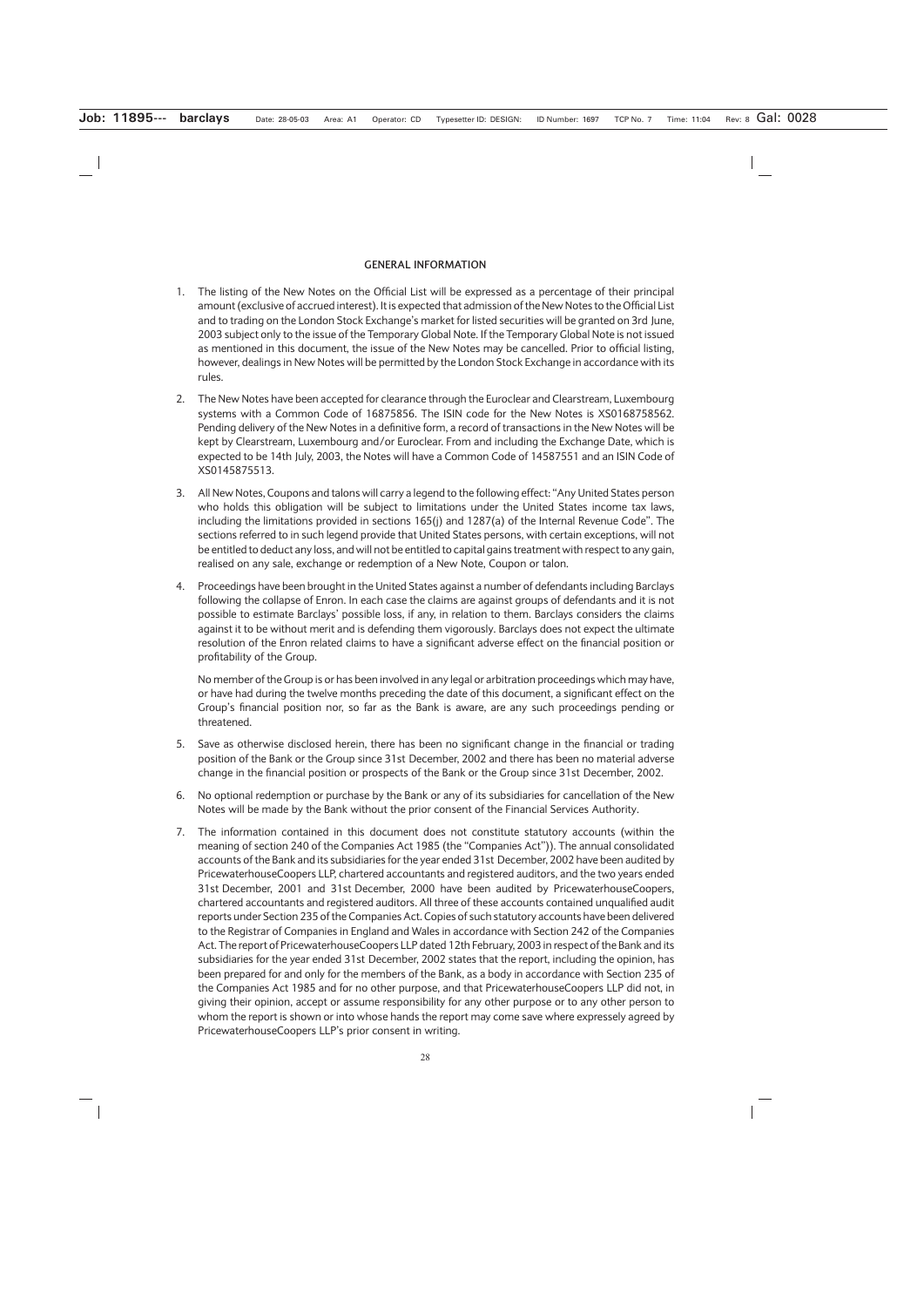## GENERAL INFORMATION

1. The listing of the New Notes on the Official List will be expressed as a percentage of their principal amount (exclusive of accrued interest). It is expected that admission of the New Notes to the Official List and to trading on the London Stock Exchange's market for listed securities will be granted on 3rd June, 2003 subject only to the issue of the Temporary Global Note. If the Temporary Global Note is not issued as mentioned in this document, the issue of the New Notes may be cancelled. Prior to official listing, however, dealings in New Notes will be permitted by the London Stock Exchange in accordance with its rules.

2. The New Notes have been accepted for clearance through the Euroclear and Clearstream, Luxembourg systems with a Common Code of 16875856. The ISIN code for the New Notes is XS0168758562. Pending delivery of the New Notes in a definitive form, a record of transactions in the New Notes will be kept by Clearstream, Luxembourg and/or Euroclear. From and including the Exchange Date, which is expected to be 14th July, 2003, the Notes will have a Common Code of 14587551 and an ISIN Code of XS0145875513.

3. All New Notes, Coupons and talons will carry a legend to the following effect: "Any United States person who holds this obligation will be subject to limitations under the United States income tax laws, including the limitations provided in sections 165(j) and 1287(a) of the Internal Revenue Code". The sections referred to in such legend provide that United States persons, with certain exceptions, will not be entitled to deduct any loss, and will not be entitled to capital gains treatment with respect to any gain, realised on any sale, exchange or redemption of a New Note, Coupon or talon.

4. Proceedings have been brought in the United States against a number of defendants including Barclays following the collapse of Enron. In each case the claims are against groups of defendants and it is not possible to estimate Barclays' possible loss, if any, in relation to them. Barclays considers the claims against it to be without merit and is defending them vigorously. Barclays does not expect the ultimate resolution of the Enron related claims to have a significant adverse effect on the financial position or profitability of the Group.

   No member of the Group is or has been involved in any legal or arbitration proceedings which may have, or have had during the twelve months preceding the date of this document, a significant effect on the Group's financial position nor, so far as the Bank is aware, are any such proceedings pending or threatened.

5. Save as otherwise disclosed herein, there has been no significant change in the financial or trading position of the Bank or the Group since 31st December, 2002 and there has been no material adverse change in the financial position or prospects of the Bank or the Group since 31st December, 2002.

6. No optional redemption or purchase by the Bank or any of its subsidiaries for cancellation of the New Notes will be made by the Bank without the prior consent of the Financial Services Authority.

7. The information contained in this document does not constitute statutory accounts (within the meaning of section 240 of the Companies Act 1985 (the "Companies Act")). The annual consolidated accounts of the Bank and its subsidiaries for the year ended 31st December, 2002 have been audited by PricewaterhouseCoopers LLP, chartered accountants and registered auditors, and the two years ended 31st December, 2001 and 31st December, 2000 have been audited by PricewaterhouseCoopers, chartered accountants and registered auditors. All three of these accounts contained unqualified audit reports under Section 235 of the Companies Act. Copies of such statutory accounts have been delivered to the Registrar of Companies in England and Wales in accordance with Section 242 of the Companies Act. The report of PricewaterhouseCoopers LLP dated 12th February, 2003 in respect of the Bank and its subsidiaries for the year ended 31st December, 2002 states that the report, including the opinion, has been prepared for and only for the members of the Bank, as a body in accordance with Section 235 of the Companies Act 1985 and for no other purpose, and that PricewaterhouseCoopers LLP did not, in giving their opinion, accept or assume responsibility for any other purpose or to any other person to whom the report is shown or into whose hands the report may come save where expressely agreed by PricewaterhouseCoopers LLP's prior consent in writing.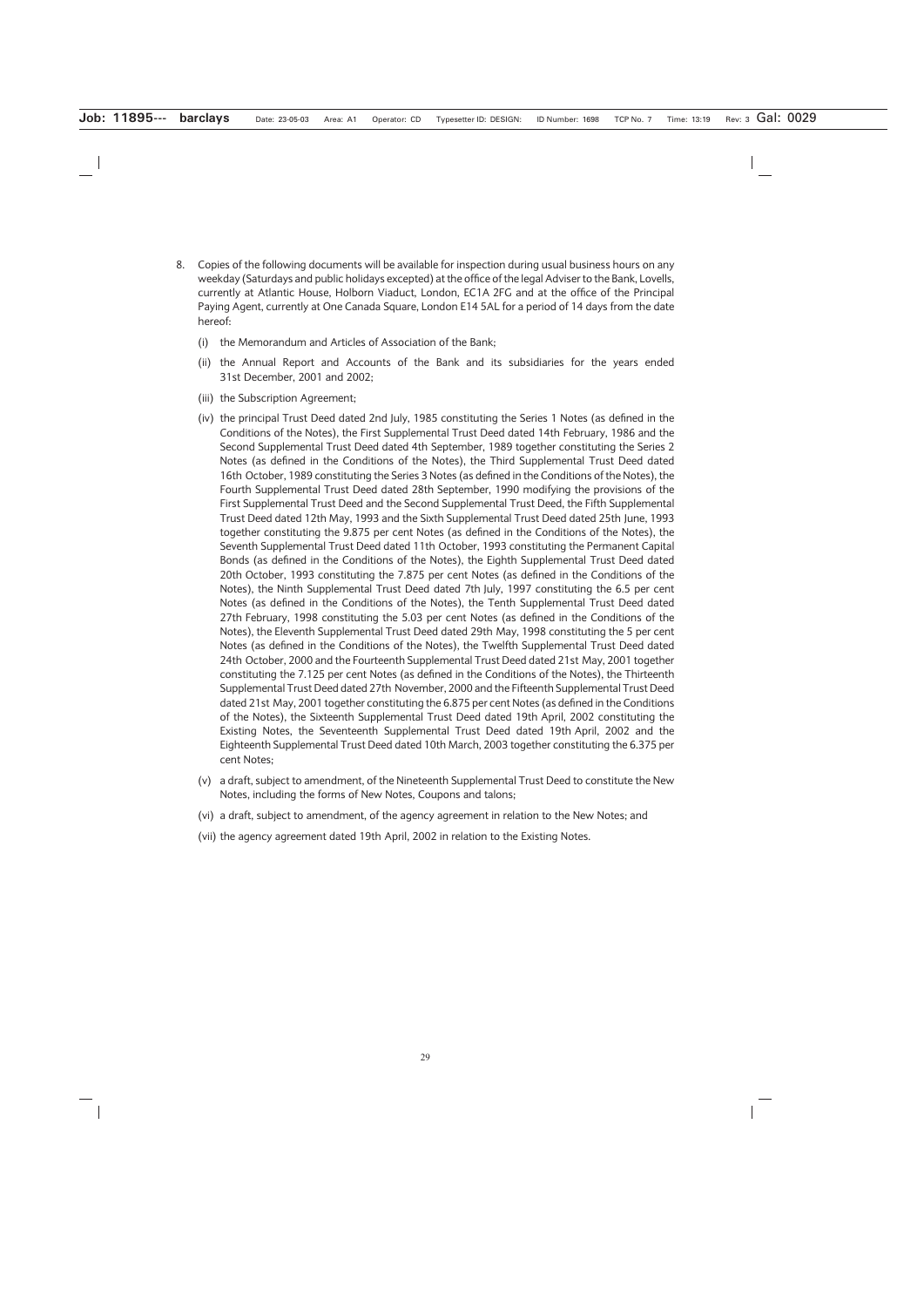8. Copies of the following documents will be available for inspection during usual business hours on any weekday (Saturdays and public holidays excepted) at the office of the legal Adviser to the Bank, Lovells, currently at Atlantic House, Holborn Viaduct, London, EC1A 2FG and at the office of the Principal Paying Agent, currently at One Canada Square, London E14 5AL for a period of 14 days from the date hereof:

   (i) the Memorandum and Articles of Association of the Bank;

   (ii) the Annual Report and Accounts of the Bank and its subsidiaries for the years ended 31st December, 2001 and 2002;

   (iii) the Subscription Agreement;

   (iv) the principal Trust Deed dated 2nd July, 1985 constituting the Series 1 Notes (as defined in the Conditions of the Notes), the First Supplemental Trust Deed dated 14th February, 1986 and the Second Supplemental Trust Deed dated 4th September, 1989 together constituting the Series 2 Notes (as defined in the Conditions of the Notes), the Third Supplemental Trust Deed dated 16th October, 1989 constituting the Series 3 Notes (as defined in the Conditions of the Notes), the Fourth Supplemental Trust Deed dated 28th September, 1990 modifying the provisions of the First Supplemental Trust Deed and the Second Supplemental Trust Deed, the Fifth Supplemental Trust Deed dated 12th May, 1993 and the Sixth Supplemental Trust Deed dated 25th June, 1993 together constituting the 9.875 per cent Notes (as defined in the Conditions of the Notes), the Seventh Supplemental Trust Deed dated 11th October, 1993 constituting the Permanent Capital Bonds (as defined in the Conditions of the Notes), the Eighth Supplemental Trust Deed dated 20th October, 1993 constituting the 7.875 per cent Notes (as defined in the Conditions of the Notes), the Ninth Supplemental Trust Deed dated 7th July, 1997 constituting the 6.5 per cent Notes (as defined in the Conditions of the Notes), the Tenth Supplemental Trust Deed dated 27th February, 1998 constituting the 5.03 per cent Notes (as defined in the Conditions of the Notes), the Eleventh Supplemental Trust Deed dated 29th May, 1998 constituting the 5 per cent Notes (as defined in the Conditions of the Notes), the Twelfth Supplemental Trust Deed dated 24th October, 2000 and the Fourteenth Supplemental Trust Deed dated 21st May, 2001 together constituting the 7.125 per cent Notes (as defined in the Conditions of the Notes), the Thirteenth Supplemental Trust Deed dated 27th November, 2000 and the Fifteenth Supplemental Trust Deed dated 21st May, 2001 together constituting the 6.875 per cent Notes (as defined in the Conditions of the Notes), the Sixteenth Supplemental Trust Deed dated 19th April, 2002 constituting the Existing Notes, the Seventeenth Supplemental Trust Deed dated 19th April, 2002 and the Eighteenth Supplemental Trust Deed dated 10th March, 2003 together constituting the 6.375 per cent Notes;

   (v) a draft, subject to amendment, of the Nineteenth Supplemental Trust Deed to constitute the New Notes, including the forms of New Notes, Coupons and talons;

   (vi) a draft, subject to amendment, of the agency agreement in relation to the New Notes; and

   (vii) the agency agreement dated 19th April, 2002 in relation to the Existing Notes.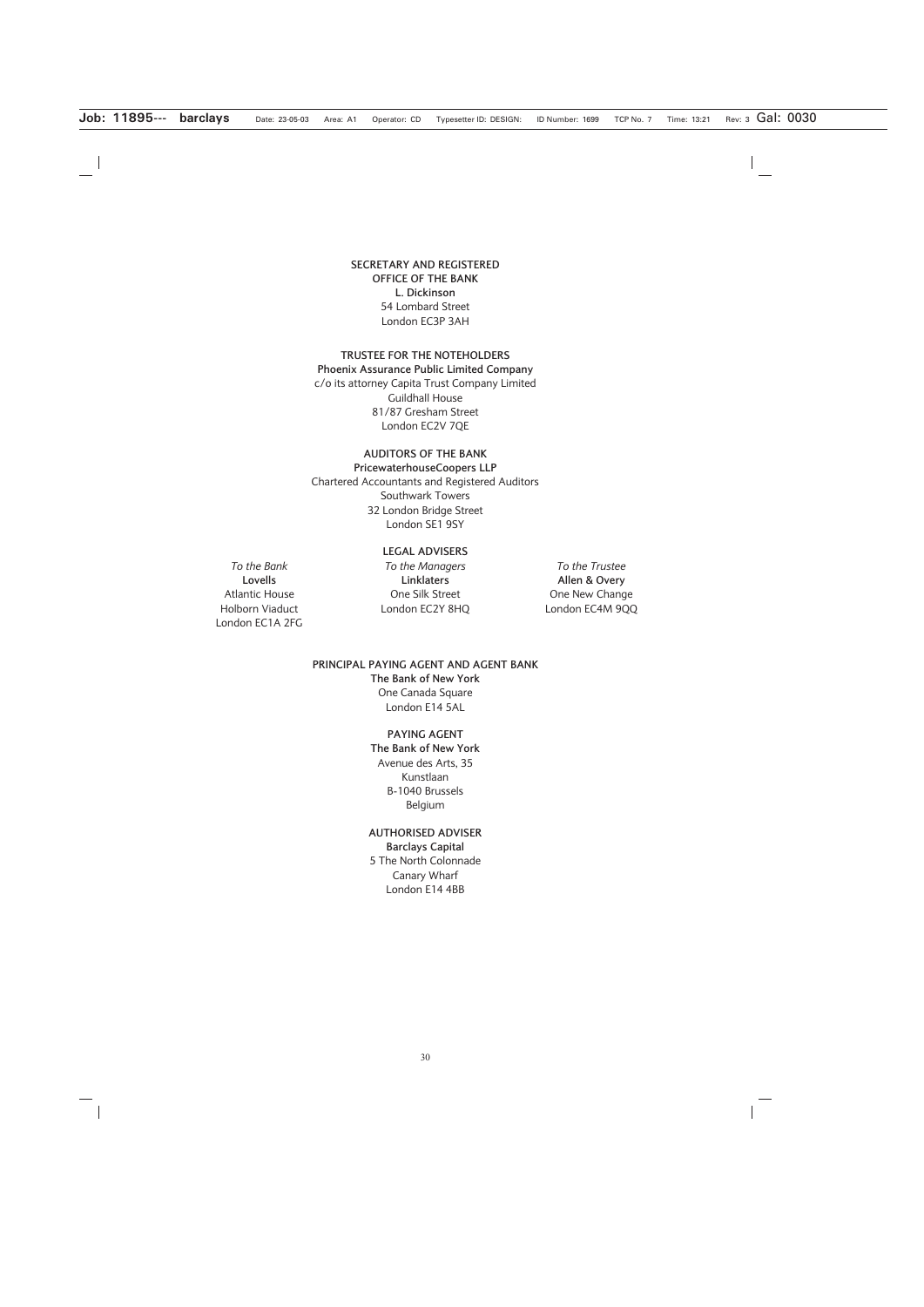**SECRETARY AND REGISTERED OFFICE OF THE BANK**

**L. Dickinson**
54 Lombard Street
London EC3P 3AH

**TRUSTEE FOR THE NOTEHOLDERS**

**Phoenix Assurance Public Limited Company**
c/o its attorney Capita Trust Company Limited
Guildhall House
81/87 Gresham Street
London EC2V 7QE

**AUDITORS OF THE BANK**

**PricewaterhouseCoopers LLP**
Chartered Accountants and Registered Auditors
Southwark Towers
32 London Bridge Street
London SE1 9SY

**LEGAL ADVISERS**

*To the Bank*
**Lovells**
Atlantic House
Holborn Viaduct
London EC1A 2FG

*To the Managers*
**Linklaters**
One Silk Street
London EC2Y 8HQ

*To the Trustee*
**Allen & Overy**
One New Change
London EC4M 9QQ

**PRINCIPAL PAYING AGENT AND AGENT BANK**

**The Bank of New York**
One Canada Square
London E14 5AL

**PAYING AGENT**

**The Bank of New York**
Avenue des Arts, 35
Kunstlaan
B-1040 Brussels
Belgium

**AUTHORISED ADVISER**

**Barclays Capital**
5 The North Colonnade
Canary Wharf
London E14 4BB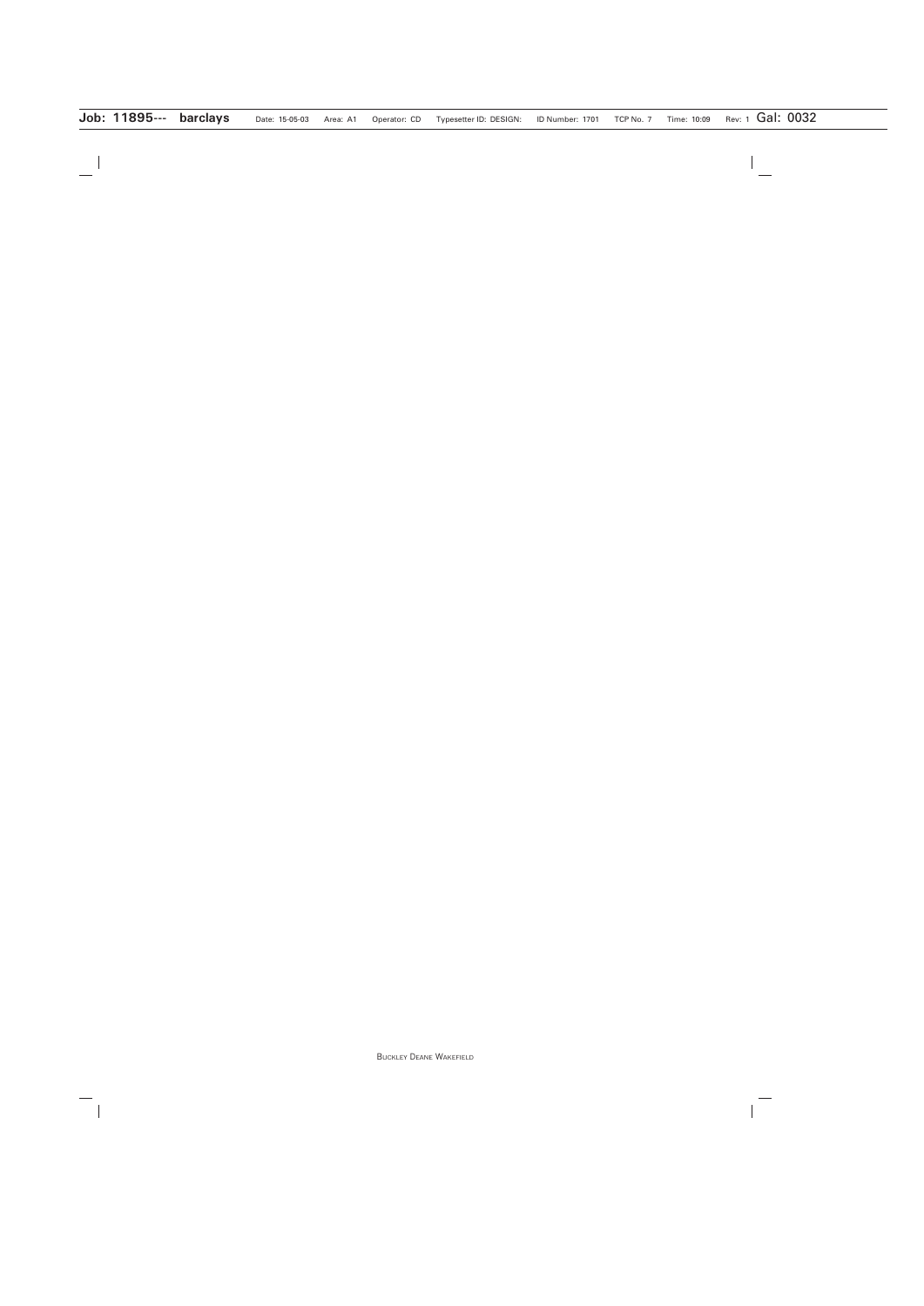Buckley Deane Wakefield